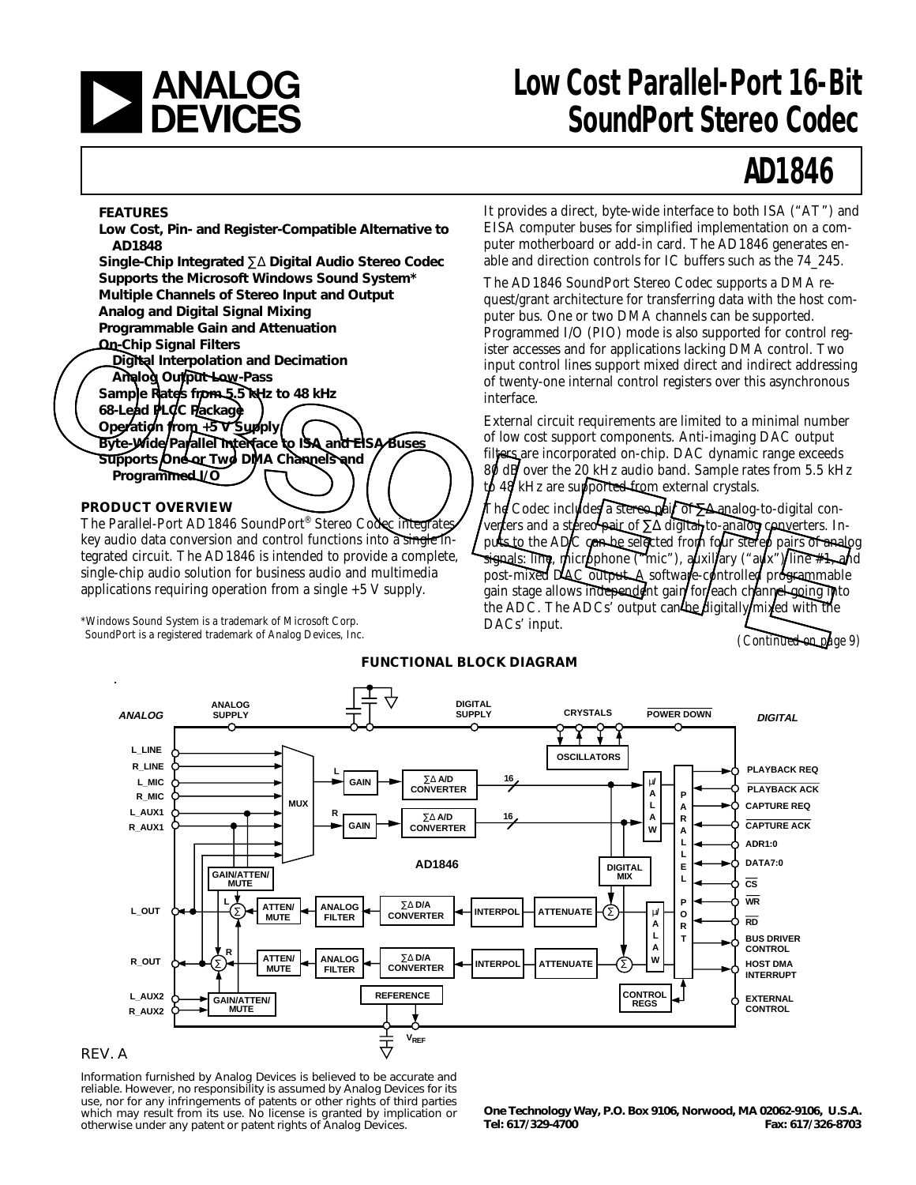# Low Cost Parallel-Port 16-Bit SoundPort Stereo Codec

# AD1846

## FEATURES

**Low Cost, Pin- and Register-Compatible Alternative to AD1848**
**Single-Chip Integrated ∑∆ Digital Audio Stereo Codec**
**Supports the Microsoft Windows Sound System***
**Multiple Channels of Stereo Input and Output**
**Analog and Digital Signal Mixing**
**Programmable Gain and Attenuation**
**On-Chip Signal Filters**
**Digital Interpolation and Decimation**
**Analog Output Low-Pass**
**Sample Rates from 5.5 kHz to 48 kHz**
**68-Lead PLCC Package**
**Operation from +5 V Supply**
**Byte-Wide Parallel Interface to ISA and EISA Buses**
**Supports One or Two DMA Channels and Programmed I/O**

## PRODUCT OVERVIEW

The Parallel-Port AD1846 SoundPort® Stereo Codec integrates key audio data conversion and control functions into a single integrated circuit. The AD1846 is intended to provide a complete, single-chip audio solution for business audio and multimedia applications requiring operation from a single +5 V supply.

It provides a direct, byte-wide interface to both ISA ("AT") and EISA computer buses for simplified implementation on a computer motherboard or add-in card. The AD1846 generates enable and direction controls for IC buffers such as the 74_245.

The AD1846 SoundPort Stereo Codec supports a DMA request/grant architecture for transferring data with the host computer bus. One or two DMA channels can be supported. Programmed I/O (PIO) mode is also supported for control register accesses and for applications lacking DMA control. Two input control lines support mixed direct and indirect addressing of twenty-one internal control registers over this asynchronous interface.

External circuit requirements are limited to a minimal number of low cost support components. Anti-imaging DAC output filters are incorporated on-chip. DAC dynamic range exceeds 80 dB over the 20 kHz audio band. Sample rates from 5.5 kHz to 48 kHz are supported from external crystals.

The Codec includes a stereo pair of ∑∆ analog-to-digital converters and a stereo pair of ∑∆ digital-to-analog converters. Inputs to the ADC can be selected from four stereo pairs of analog signals: line, microphone ("mic"), auxiliary ("aux") line #1, and post-mixed DAC output. A software-controlled programmable gain stage allows independent gain for each channel going into the ADC. The ADCs' output can be digitally mixed with the DACs' input.

*(Continued on page 9)*

*Windows Sound System is a trademark of Microsoft Corp.
SoundPort is a registered trademark of Analog Devices, Inc.

## FUNCTIONAL BLOCK DIAGRAM

REV. A

Information furnished by Analog Devices is believed to be accurate and reliable. However, no responsibility is assumed by Analog Devices for its use, nor for any infringements of patents or other rights of third parties which may result from its use. No license is granted by implication or otherwise under any patent or patent rights of Analog Devices.

**One Technology Way, P.O. Box 9106, Norwood, MA 02062-9106, U.S.A.**
**Tel: 617/329-4700 Fax: 617/326-8703**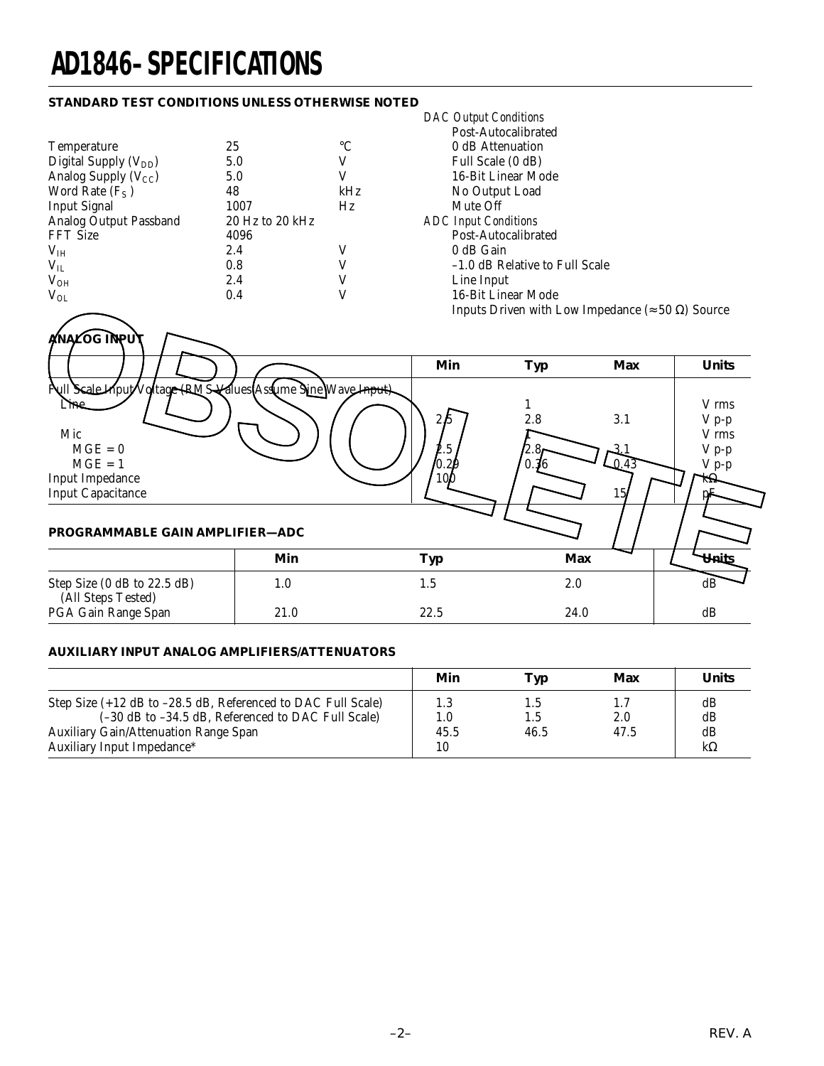# AD1846–SPECIFICATIONS

**STANDARD TEST CONDITIONS UNLESS OTHERWISE NOTED**

| | | |
|---|---|---|
| Temperature | 25 | °C |
| Digital Supply ($V_{DD}$) | 5.0 | V |
| Analog Supply ($V_{CC}$) | 5.0 | V |
| Word Rate ($F_S$) | 48 | kHz |
| Input Signal | 1007 | Hz |
| Analog Output Passband | 20 Hz to 20 kHz | |
| FFT Size | 4096 | |
| $V_{IH}$ | 2.4 | V |
| $V_{IL}$ | 0.8 | V |
| $V_{OH}$ | 2.4 | V |
| $V_{OL}$ | 0.4 | V |

*DAC Output Conditions*
- Post-Autocalibrated
- 0 dB Attenuation
- Full Scale (0 dB)
- 16-Bit Linear Mode
- No Output Load
- Mute Off

*ADC Input Conditions*
- Post-Autocalibrated
- 0 dB Gain
- –1.0 dB Relative to Full Scale
- Line Input
- 16-Bit Linear Mode
- Inputs Driven with Low Impedance (≈50 Ω) Source

**ANALOG INPUT**

| | Min | Typ | Max | Units |
|---|---|---|---|---|
| Full Scale Input Voltage (RMS Values Assume Sine Wave Input) | | | | |
| Line | | 1 | | V rms |
| | 2.5 | 2.8 | 3.1 | V p-p |
| Mic | | 1 | | V rms |
| MGE = 0 | 2.5 | 2.8 | 3.1 | V p-p |
| MGE = 1 | 0.29 | 0.36 | 0.43 | V p-p |
| Input Impedance | 100 | | | kΩ |
| Input Capacitance | | | 15 | pF |

**PROGRAMMABLE GAIN AMPLIFIER—ADC**

| | Min | Typ | Max | Units |
|---|---|---|---|---|
| Step Size (0 dB to 22.5 dB) (All Steps Tested) | 1.0 | 1.5 | 2.0 | dB |
| PGA Gain Range Span | 21.0 | 22.5 | 24.0 | dB |

**AUXILIARY INPUT ANALOG AMPLIFIERS/ATTENUATORS**

| | Min | Typ | Max | Units |
|---|---|---|---|---|
| Step Size (+12 dB to –28.5 dB, Referenced to DAC Full Scale) | 1.3 | 1.5 | 1.7 | dB |
| (–30 dB to –34.5 dB, Referenced to DAC Full Scale) | 1.0 | 1.5 | 2.0 | dB |
| Auxiliary Gain/Attenuation Range Span | 45.5 | 46.5 | 47.5 | dB |
| Auxiliary Input Impedance* | 10 | | | kΩ |

OBSOLETE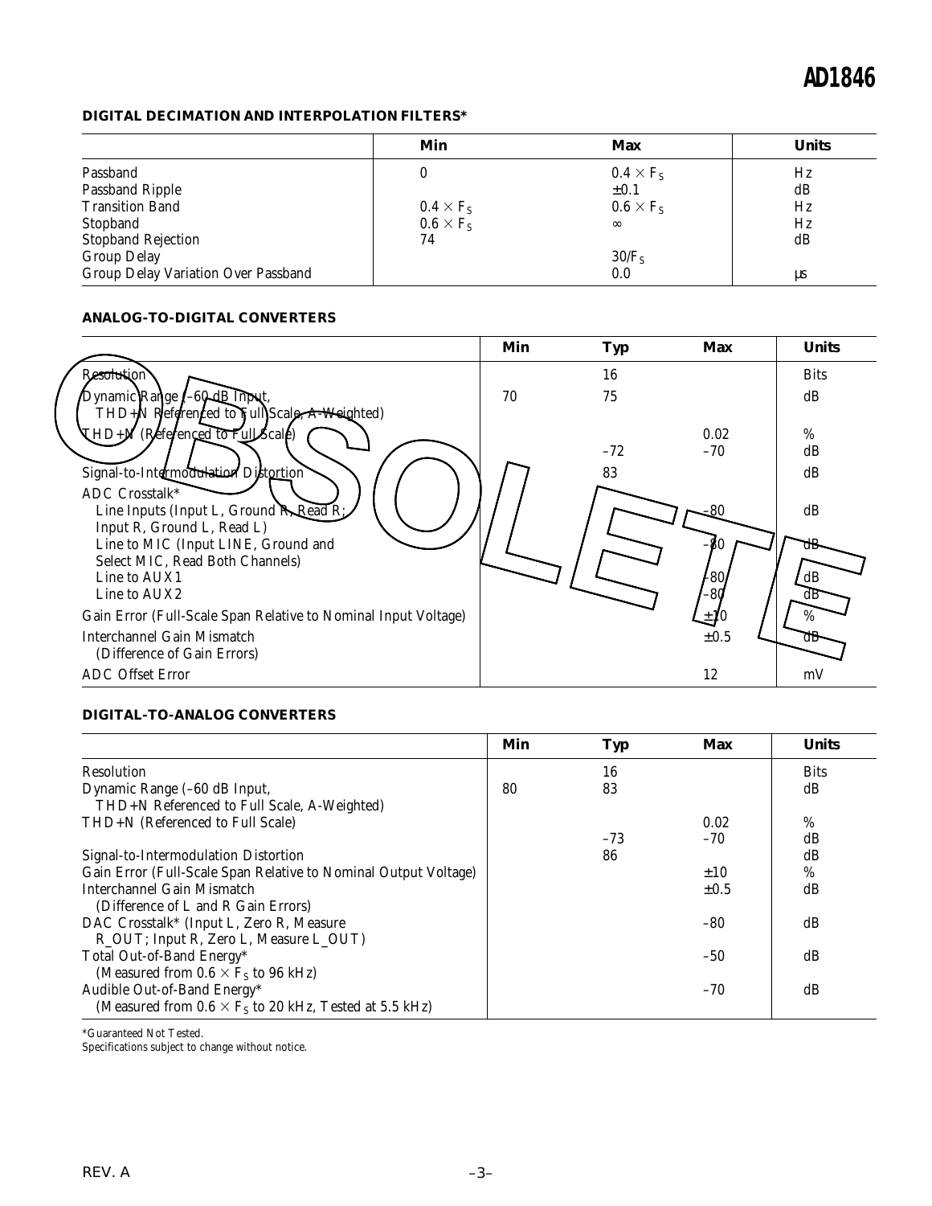**DIGITAL DECIMATION AND INTERPOLATION FILTERS***

| | Min | Max | Units |
|---|---|---|---|
| Passband | 0 | $0.4 \times F_S$ | Hz |
| Passband Ripple | | ±0.1 | dB |
| Transition Band | $0.4 \times F_S$ | $0.6 \times F_S$ | Hz |
| Stopband | $0.6 \times F_S$ | ∞ | Hz |
| Stopband Rejection | 74 | | dB |
| Group Delay | | $30/F_S$ | |
| Group Delay Variation Over Passband | | 0.0 | µs |

**ANALOG-TO-DIGITAL CONVERTERS**

| | Min | Typ | Max | Units |
|---|---|---|---|---|
| Resolution | | 16 | | Bits |
| Dynamic Range (–60 dB Input, THD+N Referenced to Full Scale, A-Weighted) | 70 | 75 | | dB |
| THD+N (Referenced to Full Scale) | | | 0.02 | % |
| | | –72 | –70 | dB |
| Signal-to-Intermodulation Distortion | | 83 | | dB |
| ADC Crosstalk* | | | | |
| Line Inputs (Input L, Ground R, Read R; Input R, Ground L, Read L) | | | –80 | dB |
| Line to MIC (Input LINE, Ground and Select MIC, Read Both Channels) | | | –80 | dB |
| Line to AUX1 | | | –80 | dB |
| Line to AUX2 | | | –80 | dB |
| Gain Error (Full-Scale Span Relative to Nominal Input Voltage) | | | ±10 | % |
| Interchannel Gain Mismatch (Difference of Gain Errors) | | | ±0.5 | dB |
| ADC Offset Error | | | 12 | mV |

**DIGITAL-TO-ANALOG CONVERTERS**

| | Min | Typ | Max | Units |
|---|---|---|---|---|
| Resolution | | 16 | | Bits |
| Dynamic Range (–60 dB Input, THD+N Referenced to Full Scale, A-Weighted) | 80 | 83 | | dB |
| THD+N (Referenced to Full Scale) | | | 0.02 | % |
| | | –73 | –70 | dB |
| Signal-to-Intermodulation Distortion | | 86 | | dB |
| Gain Error (Full-Scale Span Relative to Nominal Output Voltage) | | | ±10 | % |
| Interchannel Gain Mismatch (Difference of L and R Gain Errors) | | | ±0.5 | dB |
| DAC Crosstalk* (Input L, Zero R, Measure R_OUT; Input R, Zero L, Measure L_OUT) | | | –80 | dB |
| Total Out-of-Band Energy* (Measured from $0.6 \times F_S$ to 96 kHz) | | | –50 | dB |
| Audible Out-of-Band Energy* (Measured from $0.6 \times F_S$ to 20 kHz, Tested at 5.5 kHz) | | | –70 | dB |

*Guaranteed Not Tested.

Specifications subject to change without notice.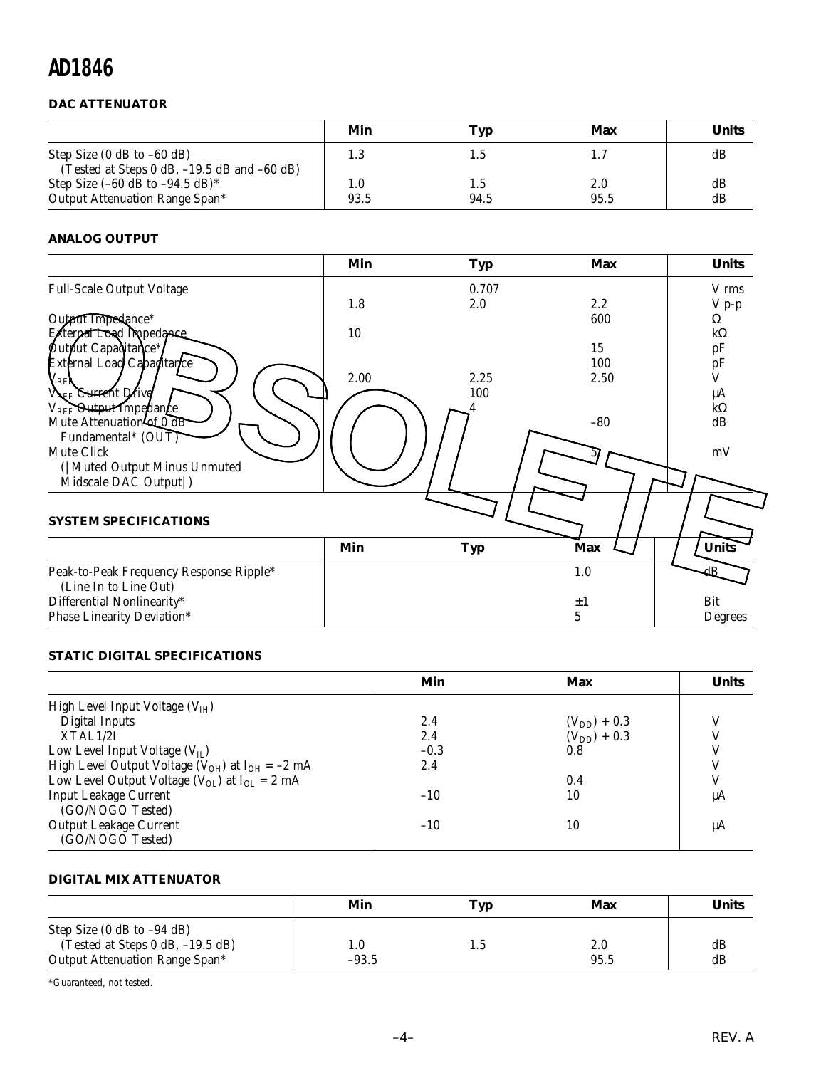### DAC ATTENUATOR

| | Min | Typ | Max | Units |
|---|---|---|---|---|
| Step Size (0 dB to –60 dB) (Tested at Steps 0 dB, –19.5 dB and –60 dB) | 1.3 | 1.5 | 1.7 | dB |
| Step Size (–60 dB to –94.5 dB)* | 1.0 | 1.5 | 2.0 | dB |
| Output Attenuation Range Span* | 93.5 | 94.5 | 95.5 | dB |

### ANALOG OUTPUT

| | Min | Typ | Max | Units |
|---|---|---|---|---|
| Full-Scale Output Voltage | | 0.707 | | V rms |
| | 1.8 | 2.0 | 2.2 | V p-p |
| Output Impedance* | | | 600 | Ω |
| External Load Impedance | 10 | | | kΩ |
| Output Capacitance* | | | 15 | pF |
| External Load Capacitance | | | 100 | pF |
| $V_{REF}$ | 2.00 | 2.25 | 2.50 | V |
| $V_{REF}$ Current Drive | | 100 | | µA |
| $V_{REF}$ Output Impedance | | 4 | | kΩ |
| Mute Attenuation of 0 dB Fundamental* (OUT) | | | –80 | dB |
| Mute Click (\|Muted Output Minus Unmuted Midscale DAC Output\|) | | | 5 | mV |

### SYSTEM SPECIFICATIONS

| | Min | Typ | Max | Units |
|---|---|---|---|---|
| Peak-to-Peak Frequency Response Ripple* (Line In to Line Out) | | | 1.0 | dB |
| Differential Nonlinearity* | | | ±1 | Bit |
| Phase Linearity Deviation* | | | 5 | Degrees |

### STATIC DIGITAL SPECIFICATIONS

| | Min | Max | Units |
|---|---|---|---|
| High Level Input Voltage ($V_{IH}$) | | | |
| Digital Inputs | 2.4 | ($V_{DD}$) + 0.3 | V |
| XTAL1/2I | 2.4 | ($V_{DD}$) + 0.3 | V |
| Low Level Input Voltage ($V_{IL}$) | –0.3 | 0.8 | V |
| High Level Output Voltage ($V_{OH}$) at $I_{OH}$ = –2 mA | 2.4 | | V |
| Low Level Output Voltage ($V_{OL}$) at $I_{OL}$ = 2 mA | | 0.4 | V |
| Input Leakage Current (GO/NOGO Tested) | –10 | 10 | µA |
| Output Leakage Current (GO/NOGO Tested) | –10 | 10 | µA |

### DIGITAL MIX ATTENUATOR

| | Min | Typ | Max | Units |
|---|---|---|---|---|
| Step Size (0 dB to –94 dB) (Tested at Steps 0 dB, –19.5 dB) | 1.0 | 1.5 | 2.0 | dB |
| Output Attenuation Range Span* | –93.5 | | 95.5 | dB |

*Guaranteed, not tested.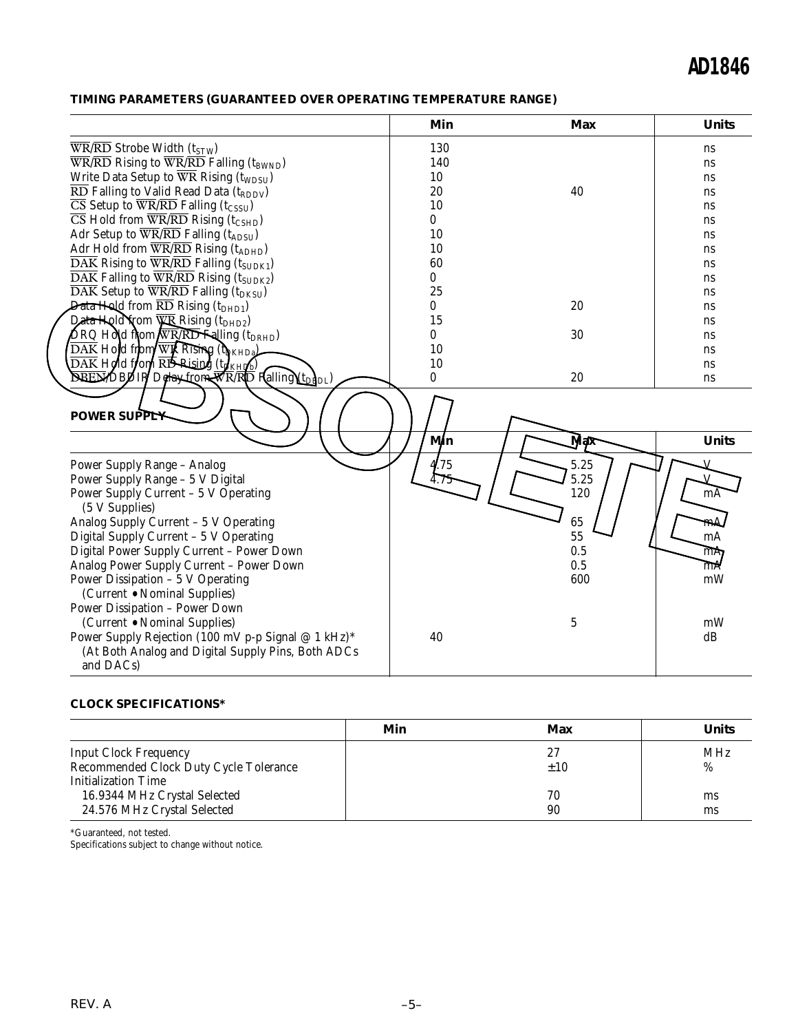## TIMING PARAMETERS (GUARANTEED OVER OPERATING TEMPERATURE RANGE)

| | Min | Max | Units |
|---|---|---|---|
| $\overline{WR}/\overline{RD}$ Strobe Width ($t_{STW}$) | 130 | | ns |
| $\overline{WR}/\overline{RD}$ Rising to $\overline{WR}/\overline{RD}$ Falling ($t_{BWND}$) | 140 | | ns |
| Write Data Setup to $\overline{WR}$ Rising ($t_{WDSU}$) | 10 | | ns |
| $\overline{RD}$ Falling to Valid Read Data ($t_{RDDV}$) | 20 | 40 | ns |
| $\overline{CS}$ Setup to $\overline{WR}/\overline{RD}$ Falling ($t_{CSSU}$) | 10 | | ns |
| $\overline{CS}$ Hold from $\overline{WR}/\overline{RD}$ Rising ($t_{CSHD}$) | 0 | | ns |
| Adr Setup to $\overline{WR}/\overline{RD}$ Falling ($t_{ADSU}$) | 10 | | ns |
| Adr Hold from $\overline{WR}/\overline{RD}$ Rising ($t_{ADHD}$) | 10 | | ns |
| $\overline{DAK}$ Rising to $\overline{WR}/\overline{RD}$ Falling ($t_{SUDK1}$) | 60 | | ns |
| $\overline{DAK}$ Falling to $\overline{WR}/\overline{RD}$ Rising ($t_{SUDK2}$) | 0 | | ns |
| $\overline{DAK}$ Setup to $\overline{WR}/\overline{RD}$ Falling ($t_{DKSU}$) | 25 | | ns |
| Data Hold from $\overline{RD}$ Rising ($t_{DHD1}$) | 0 | 20 | ns |
| Data Hold from $\overline{WR}$ Rising ($t_{DHD2}$) | 15 | | ns |
| DRQ Hold from $\overline{WR}/\overline{RD}$ Falling ($t_{DRHD}$) | 0 | 30 | ns |
| $\overline{DAK}$ Hold from $\overline{WR}$ Rising ($t_{DKHDa}$) | 10 | | ns |
| $\overline{DAK}$ Hold from $\overline{RD}$ Rising ($t_{DKHDb}$) | 10 | | ns |
| $\overline{DBEN}/\overline{DBDIR}$ Delay from $\overline{WR}/\overline{RD}$ Falling ($t_{DBDL}$) | 0 | 20 | ns |

## POWER SUPPLY

| | Min | Max | Units |
|---|---|---|---|
| Power Supply Range – Analog | 4.75 | 5.25 | V |
| Power Supply Range – 5 V Digital | 4.75 | 5.25 | V |
| Power Supply Current – 5 V Operating (5 V Supplies) | | 120 | mA |
| Analog Supply Current – 5 V Operating | | 65 | mA |
| Digital Supply Current – 5 V Operating | | 55 | mA |
| Digital Power Supply Current – Power Down | | 0.5 | mA |
| Analog Power Supply Current – Power Down | | 0.5 | mA |
| Power Dissipation – 5 V Operating (Current • Nominal Supplies) | | 600 | mW |
| Power Dissipation – Power Down (Current • Nominal Supplies) | | 5 | mW |
| Power Supply Rejection (100 mV p-p Signal @ 1 kHz)* (At Both Analog and Digital Supply Pins, Both ADCs and DACs) | 40 | | dB |

## CLOCK SPECIFICATIONS*

| | Min | Max | Units |
|---|---|---|---|
| Input Clock Frequency | | 27 | MHz |
| Recommended Clock Duty Cycle Tolerance | | ±10 | % |
| Initialization Time | | | |
| 16.9344 MHz Crystal Selected | | 70 | ms |
| 24.576 MHz Crystal Selected | | 90 | ms |

*Guaranteed, not tested.

Specifications subject to change without notice.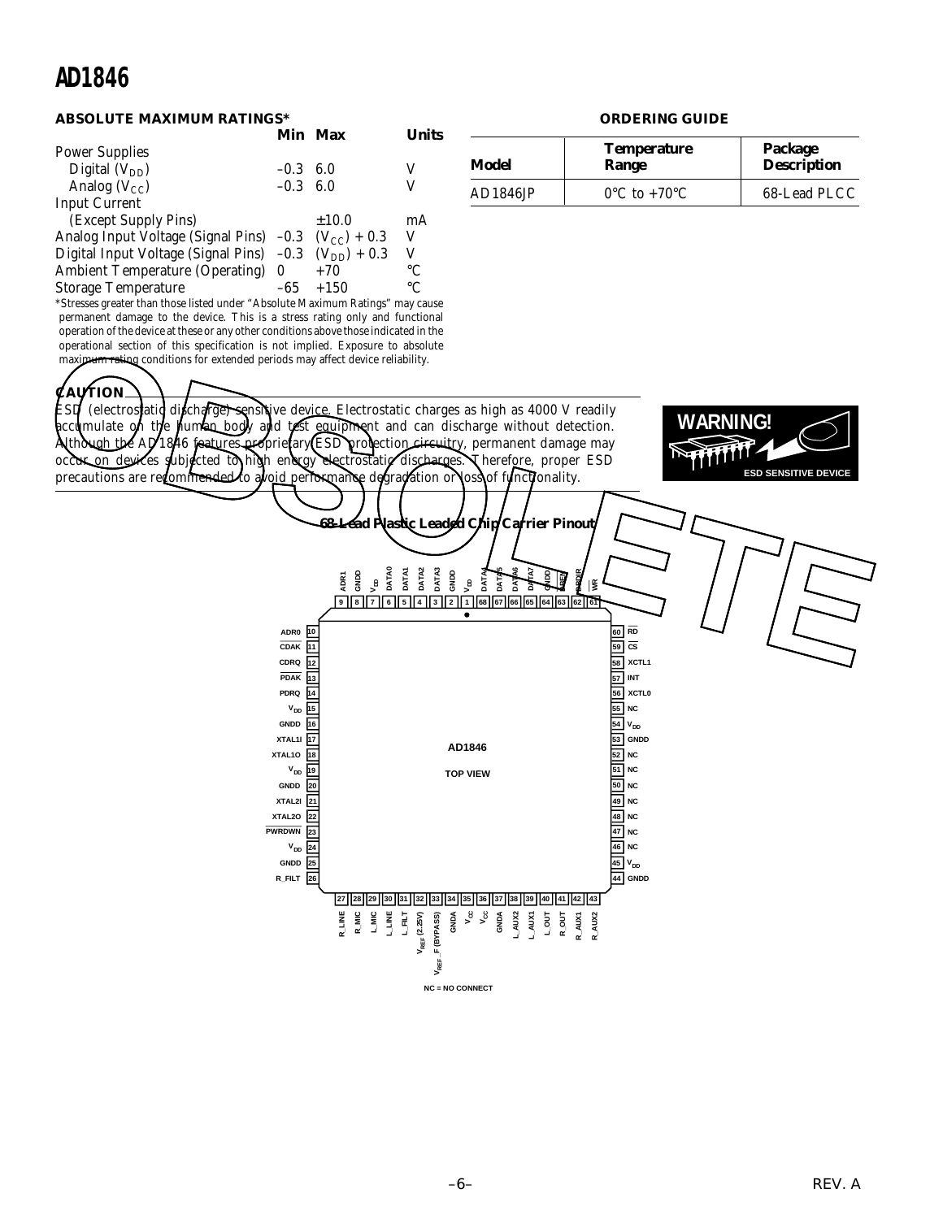## ABSOLUTE MAXIMUM RATINGS*

| | Min | Max | Units |
|---|---|---|---|
| Power Supplies | | | |
| Digital ($V_{DD}$) | –0.3 | 6.0 | V |
| Analog ($V_{CC}$) | –0.3 | 6.0 | V |
| Input Current | | | |
| (Except Supply Pins) | | ±10.0 | mA |
| Analog Input Voltage (Signal Pins) | –0.3 | ($V_{CC}$) + 0.3 | V |
| Digital Input Voltage (Signal Pins) | –0.3 | ($V_{DD}$) + 0.3 | V |
| Ambient Temperature (Operating) | 0 | +70 | °C |
| Storage Temperature | –65 | +150 | °C |

*Stresses greater than those listed under "Absolute Maximum Ratings" may cause permanent damage to the device. This is a stress rating only and functional operation of the device at these or any other conditions above those indicated in the operational section of this specification is not implied. Exposure to absolute maximum rating conditions for extended periods may affect device reliability.

## ORDERING GUIDE

| Model | Temperature Range | Package Description |
|---|---|---|
| AD1846JP | 0°C to +70°C | 68-Lead PLCC |

## CAUTION

ESD (electrostatic discharge) sensitive device. Electrostatic charges as high as 4000 V readily accumulate on the human body and test equipment and can discharge without detection. Although the AD1846 features proprietary ESD protection circuitry, permanent damage may occur on devices subjected to high energy electrostatic discharges. Therefore, proper ESD precautions are recommended to avoid performance degradation or loss of functionality.

WARNING! ESD SENSITIVE DEVICE

## 68-Lead Plastic Leaded Chip Carrier Pinout

AD1846 TOP VIEW

| Pin | Name | Pin | Name |
|---|---|---|---|
| 1 | $V_{DD}$ | 35 | $V_{CC}$ |
| 2 | GNDD | 36 | $V_{CC}$ |
| 3 | DATA3 | 37 | GNDA |
| 4 | DATA2 | 38 | L_AUX2 |
| 5 | DATA1 | 39 | L_AUX1 |
| 6 | DATA0 | 40 | L_OUT |
| 7 | $V_{DD}$ | 41 | R_OUT |
| 8 | GNDD | 42 | R_AUX1 |
| 9 | ADR1 | 43 | R_AUX2 |
| 10 | ADR0 | 44 | GNDD |
| 11 | CDAK | 45 | $V_{DD}$ |
| 12 | CDRQ | 46 | NC |
| 13 | PDAK | 47 | NC |
| 14 | PDRQ | 48 | NC |
| 15 | $V_{DD}$ | 49 | NC |
| 16 | GNDD | 50 | NC |
| 17 | XTAL1I | 51 | NC |
| 18 | XTAL1O | 52 | NC |
| 19 | $V_{DD}$ | 53 | GNDD |
| 20 | GNDD | 54 | $V_{DD}$ |
| 21 | XTAL2I | 55 | NC |
| 22 | XTAL2O | 56 | XCTL0 |
| 23 | PWRDWN | 57 | INT |
| 24 | $V_{DD}$ | 58 | XCTL1 |
| 25 | GNDD | 59 | CS |
| 26 | R_FILT | 60 | RD |
| 27 | R_LINE | 61 | WR |
| 28 | R_MIC | 62 | DBDIR |
| 29 | L_MIC | 63 | DBEN |
| 30 | L_LINE | 64 | GNDD |
| 31 | L_FILT | 65 | DATA7 |
| 32 | $V_{REF}$ (2.25V) | 66 | DATA6 |
| 33 | $V_{REF}$_F (BYPASS) | 67 | DATA5 |
| 34 | GNDA | 68 | DATA4 |

NC = NO CONNECT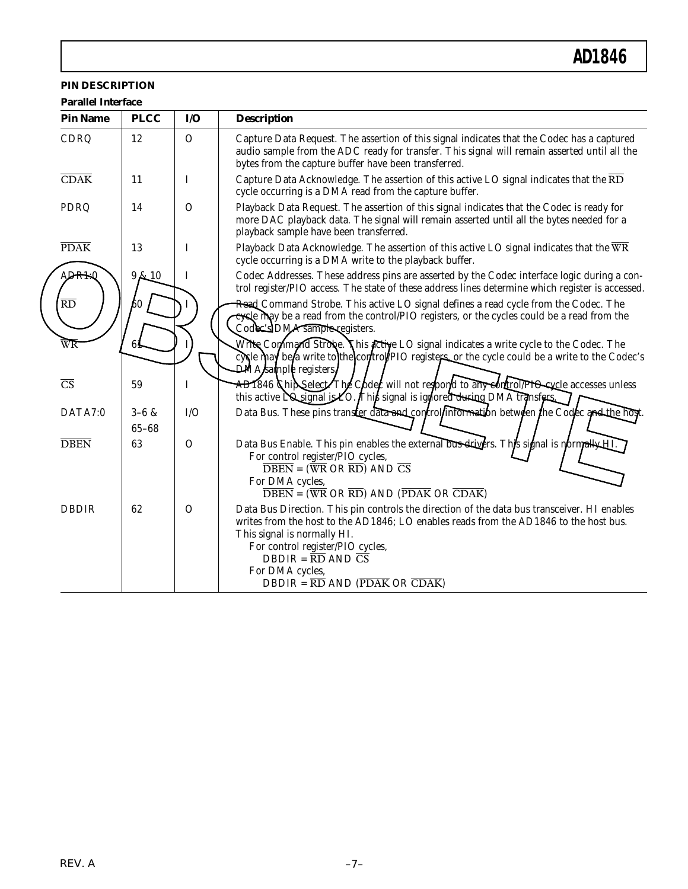## PIN DESCRIPTION

### Parallel Interface

| Pin Name | PLCC | I/O | Description |
|---|---|---|---|
| CDRQ | 12 | O | Capture Data Request. The assertion of this signal indicates that the Codec has a captured audio sample from the ADC ready for transfer. This signal will remain asserted until all the bytes from the capture buffer have been transferred. |
| $\overline{\text{CDAK}}$ | 11 | I | Capture Data Acknowledge. The assertion of this active LO signal indicates that the $\overline{\text{RD}}$ cycle occurring is a DMA read from the capture buffer. |
| PDRQ | 14 | O | Playback Data Request. The assertion of this signal indicates that the Codec is ready for more DAC playback data. The signal will remain asserted until all the bytes needed for a playback sample have been transferred. |
| $\overline{\text{PDAK}}$ | 13 | I | Playback Data Acknowledge. The assertion of this active LO signal indicates that the $\overline{\text{WR}}$ cycle occurring is a DMA write to the playback buffer. |
| ADR1:0 | 9 & 10 | I | Codec Addresses. These address pins are asserted by the Codec interface logic during a control register/PIO access. The state of these address lines determine which register is accessed. |
| $\overline{\text{RD}}$ | 60 | I | Read Command Strobe. This active LO signal defines a read cycle from the Codec. The cycle may be a read from the control/PIO registers, or the cycles could be a read from the Codec's DMA sample registers. |
| $\overline{\text{WR}}$ | 61 | I | Write Command Strobe. This active LO signal indicates a write cycle to the Codec. The cycle may be a write to the control/PIO registers, or the cycle could be a write to the Codec's DMA sample registers. |
| $\overline{\text{CS}}$ | 59 | I | AD1846 Chip Select. The Codec will not respond to any control/PIO cycle accesses unless this active LO signal is LO. This signal is ignored during DMA transfers. |
| DATA7:0 | 3–6 & 65–68 | I/O | Data Bus. These pins transfer data and control information between the Codec and the host. |
| $\overline{\text{DBEN}}$ | 63 | O | Data Bus Enable. This pin enables the external bus drivers. This signal is normally HI. For control register/PIO cycles, $\overline{\text{DBEN}}$ = ($\overline{\text{WR}}$ OR $\overline{\text{RD}}$) AND $\overline{\text{CS}}$ For DMA cycles, $\overline{\text{DBEN}}$ = ($\overline{\text{WR}}$ OR $\overline{\text{RD}}$) AND ($\overline{\text{PDAK}}$ OR $\overline{\text{CDAK}}$) |
| DBDIR | 62 | O | Data Bus Direction. This pin controls the direction of the data bus transceiver. HI enables writes from the host to the AD1846; LO enables reads from the AD1846 to the host bus. This signal is normally HI. For control register/PIO cycles, DBDIR = $\overline{\text{RD}}$ AND $\overline{\text{CS}}$ For DMA cycles, DBDIR = $\overline{\text{RD}}$ AND ($\overline{\text{PDAK}}$ OR $\overline{\text{CDAK}}$) |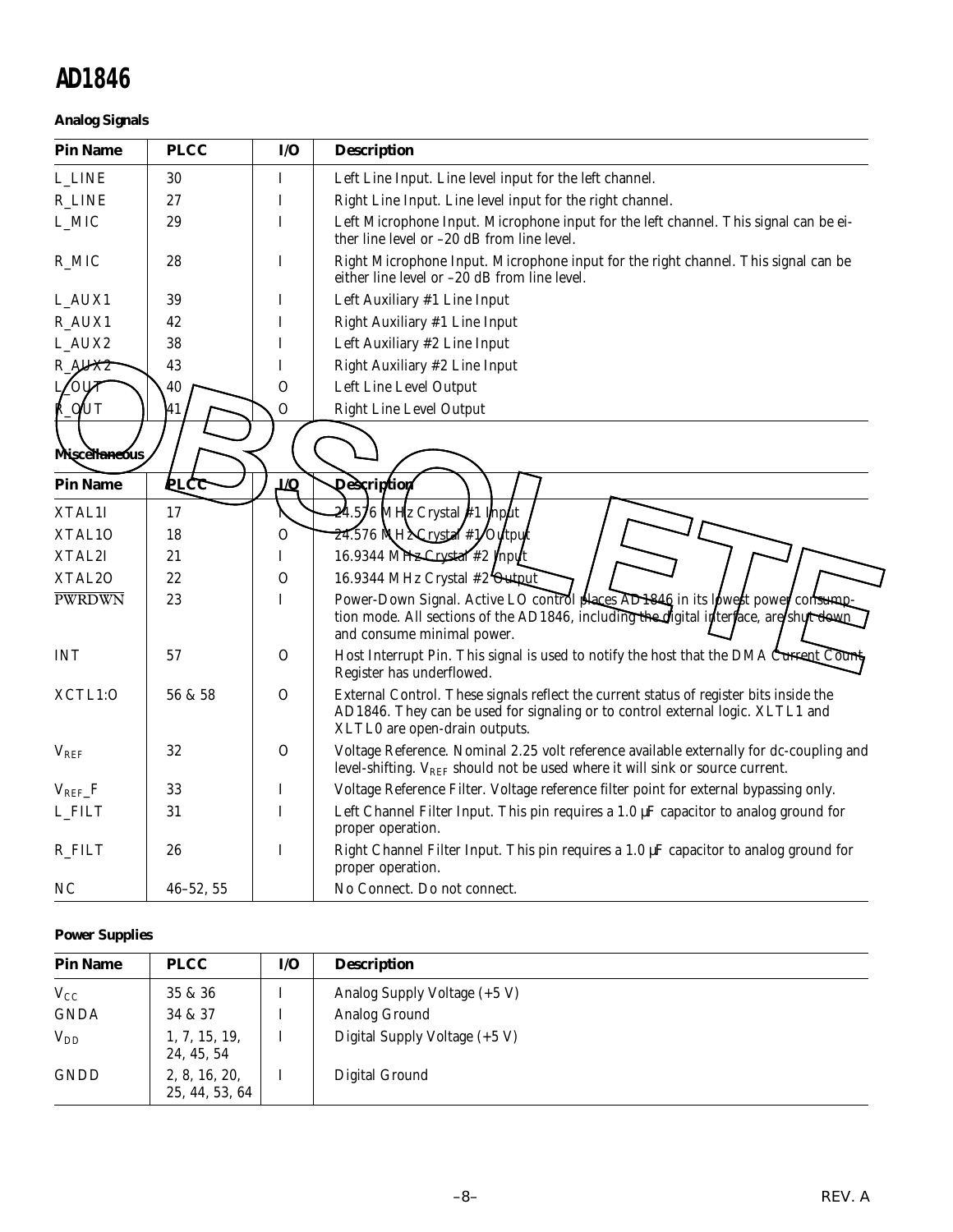**Analog Signals**

| Pin Name | PLCC | I/O | Description |
|---|---|---|---|
| L_LINE | 30 | I | Left Line Input. Line level input for the left channel. |
| R_LINE | 27 | I | Right Line Input. Line level input for the right channel. |
| L_MIC | 29 | I | Left Microphone Input. Microphone input for the left channel. This signal can be either line level or –20 dB from line level. |
| R_MIC | 28 | I | Right Microphone Input. Microphone input for the right channel. This signal can be either line level or –20 dB from line level. |
| L_AUX1 | 39 | I | Left Auxiliary #1 Line Input |
| R_AUX1 | 42 | I | Right Auxiliary #1 Line Input |
| L_AUX2 | 38 | I | Left Auxiliary #2 Line Input |
| R_AUX2 | 43 | I | Right Auxiliary #2 Line Input |
| L_OUT | 40 | O | Left Line Level Output |
| R_OUT | 41 | O | Right Line Level Output |

**Miscellaneous**

| Pin Name | PLCC | I/O | Description |
|---|---|---|---|
| XTAL1I | 17 | I | 24.576 MHz Crystal #1 Input |
| XTAL1O | 18 | O | 24.576 MHz Crystal #1 Output |
| XTAL2I | 21 | I | 16.9344 MHz Crystal #2 Input |
| XTAL2O | 22 | O | 16.9344 MHz Crystal #2 Output |
| $\overline{\text{PWRDWN}}$ | 23 | I | Power-Down Signal. Active LO control places AD1846 in its lowest power consumption mode. All sections of the AD1846, including the digital interface, are shut down and consume minimal power. |
| INT | 57 | O | Host Interrupt Pin. This signal is used to notify the host that the DMA Current Count Register has underflowed. |
| XCTL1:O | 56 & 58 | O | External Control. These signals reflect the current status of register bits inside the AD1846. They can be used for signaling or to control external logic. XTL1 and XTL0 are open-drain outputs. |
| $V_{REF}$ | 32 | O | Voltage Reference. Nominal 2.25 volt reference available externally for dc-coupling and level-shifting. $V_{REF}$ should not be used where it will sink or source current. |
| $V_{REF}$_F | 33 | I | Voltage Reference Filter. Voltage reference filter point for external bypassing only. |
| L_FILT | 31 | I | Left Channel Filter Input. This pin requires a 1.0 µF capacitor to analog ground for proper operation. |
| R_FILT | 26 | I | Right Channel Filter Input. This pin requires a 1.0 µF capacitor to analog ground for proper operation. |
| NC | 46–52, 55 | | No Connect. Do not connect. |

**Power Supplies**

| Pin Name | PLCC | I/O | Description |
|---|---|---|---|
| $V_{CC}$ | 35 & 36 | I | Analog Supply Voltage (+5 V) |
| GNDA | 34 & 37 | I | Analog Ground |
| $V_{DD}$ | 1, 7, 15, 19, 24, 45, 54 | I | Digital Supply Voltage (+5 V) |
| GNDD | 2, 8, 16, 20, 25, 44, 53, 64 | I | Digital Ground |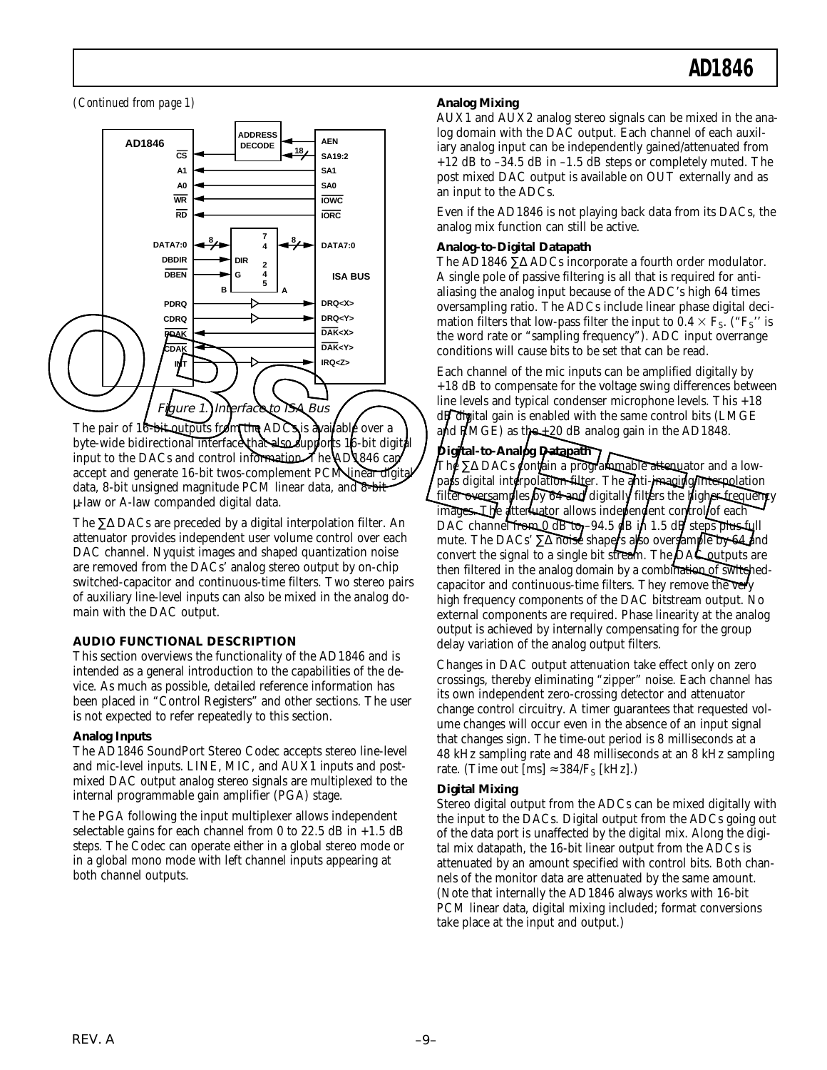*(Continued from page 1)*

Figure 1. Interface to ISA Bus

The pair of 16-bit outputs from the ADCs is available over a byte-wide bidirectional interface that also supports 16-bit digital input to the DACs and control information. The AD1846 can accept and generate 16-bit twos-complement PCM linear digital data, 8-bit unsigned magnitude PCM linear data, and 8-bit μ-law or A-law companded digital data.

The ∑Δ DACs are preceded by a digital interpolation filter. An attenuator provides independent user volume control over each DAC channel. Nyquist images and shaped quantization noise are removed from the DACs' analog stereo output by on-chip switched-capacitor and continuous-time filters. Two stereo pairs of auxiliary line-level inputs can also be mixed in the analog domain with the DAC output.

## AUDIO FUNCTIONAL DESCRIPTION

This section overviews the functionality of the AD1846 and is intended as a general introduction to the capabilities of the device. As much as possible, detailed reference information has been placed in "Control Registers" and other sections. The user is not expected to refer repeatedly to this section.

### Analog Inputs

The AD1846 SoundPort Stereo Codec accepts stereo line-level and mic-level inputs. LINE, MIC, and AUX1 inputs and post-mixed DAC output analog stereo signals are multiplexed to the internal programmable gain amplifier (PGA) stage.

The PGA following the input multiplexer allows independent selectable gains for each channel from 0 to 22.5 dB in +1.5 dB steps. The Codec can operate either in a global stereo mode or in a global mono mode with left channel inputs appearing at both channel outputs.

### Analog Mixing

AUX1 and AUX2 analog stereo signals can be mixed in the analog domain with the DAC output. Each channel of each auxiliary analog input can be independently gained/attenuated from +12 dB to –34.5 dB in –1.5 dB steps or completely muted. The post mixed DAC output is available on OUT externally and as an input to the ADCs.

Even if the AD1846 is not playing back data from its DACs, the analog mix function can still be active.

### Analog-to-Digital Datapath

The AD1846 ∑Δ ADCs incorporate a fourth order modulator. A single pole of passive filtering is all that is required for antialiasing the analog input because of the ADC's high 64 times oversampling ratio. The ADCs include linear phase digital decimation filters that low-pass filter the input to $0.4 \times F_S$. ("$F_S$" is the word rate or "sampling frequency"). ADC input overrange conditions will cause bits to be set that can be read.

Each channel of the mic inputs can be amplified digitally by +18 dB to compensate for the voltage swing differences between line levels and typical condenser microphone levels. This +18 dB digital gain is enabled with the same control bits (LMGE and RMGE) as the +20 dB analog gain in the AD1848.

### Digital-to-Analog Datapath

The ∑Δ DACs contain a programmable attenuator and a low-pass digital interpolation filter. The anti-imaging interpolation filter oversamples by 64 and digitally filters the higher frequency images. The attenuator allows independent control of each DAC channel from 0 dB to –94.5 dB in 1.5 dB steps plus full mute. The DACs' ∑Δ noise shapers also oversample by 64 and convert the signal to a single bit stream. The DAC outputs are then filtered in the analog domain by a combination of switched-capacitor and continuous-time filters. They remove the very high frequency components of the DAC bitstream output. No external components are required. Phase linearity at the analog output is achieved by internally compensating for the group delay variation of the analog output filters.

Changes in DAC output attenuation take effect only on zero crossings, thereby eliminating "zipper" noise. Each channel has its own independent zero-crossing detector and attenuator change control circuitry. A timer guarantees that requested volume changes will occur even in the absence of an input signal that changes sign. The time-out period is 8 milliseconds at a 48 kHz sampling rate and 48 milliseconds at an 8 kHz sampling rate. (Time out [ms] $\approx 384/F_S$ [kHz].)

### Digital Mixing

Stereo digital output from the ADCs can be mixed digitally with the input to the DACs. Digital output from the ADCs going out of the data port is unaffected by the digital mix. Along the digital mix datapath, the 16-bit linear output from the ADCs is attenuated by an amount specified with control bits. Both channels of the monitor data are attenuated by the same amount. (Note that internally the AD1846 always works with 16-bit PCM linear data, digital mixing included; format conversions take place at the input and output.)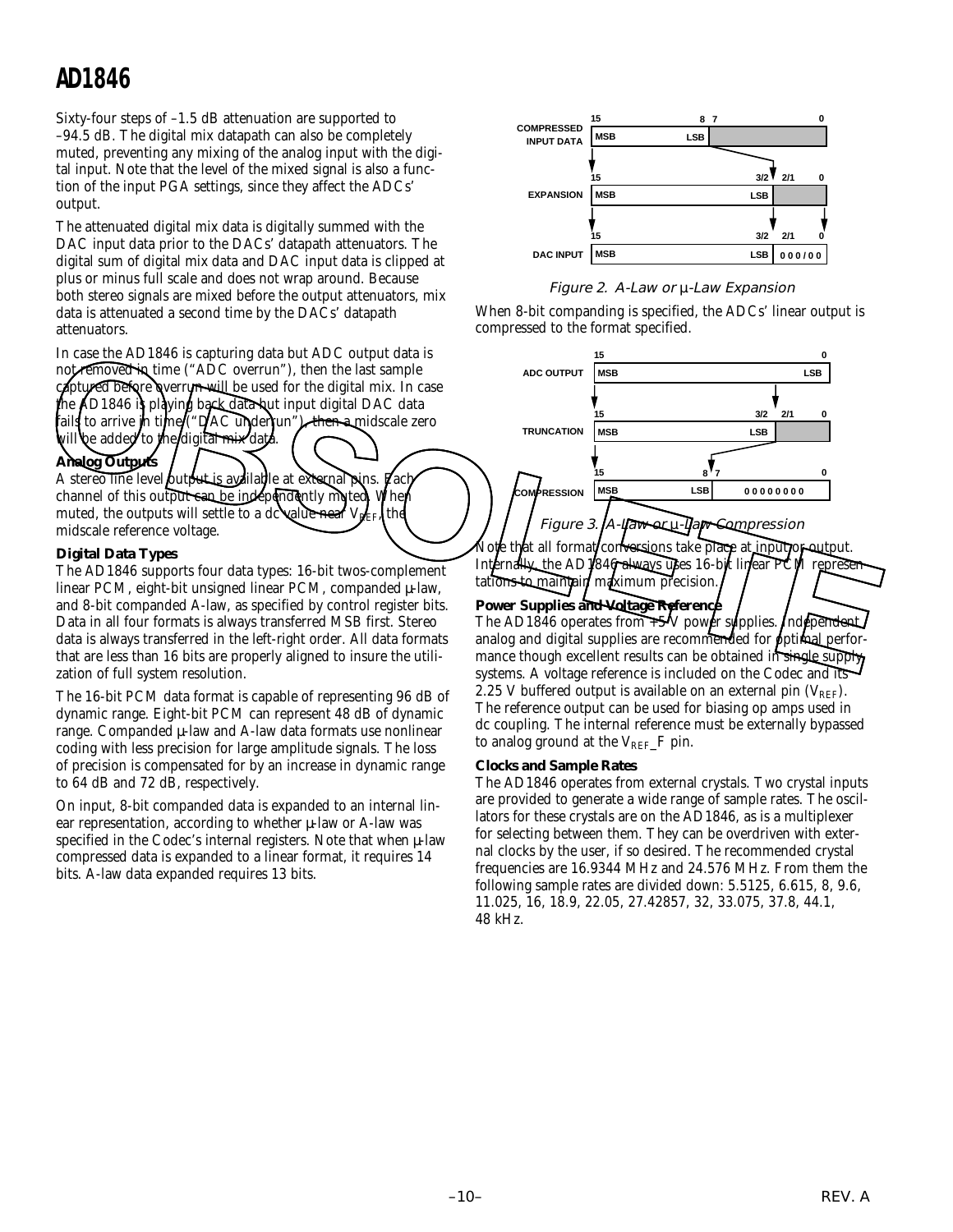Sixty-four steps of –1.5 dB attenuation are supported to –94.5 dB. The digital mix datapath can also be completely muted, preventing any mixing of the analog input with the digital input. Note that the level of the mixed signal is also a function of the input PGA settings, since they affect the ADCs' output.

The attenuated digital mix data is digitally summed with the DAC input data prior to the DACs' datapath attenuators. The digital sum of digital mix data and DAC input data is clipped at plus or minus full scale and does not wrap around. Because both stereo signals are mixed before the output attenuators, mix data is attenuated a second time by the DACs' datapath attenuators.

In case the AD1846 is capturing data but ADC output data is not removed in time ("ADC overrun"), then the last sample captured before overrun will be used for the digital mix. In case the AD1846 is playing back data but input digital DAC data fails to arrive in time ("DAC underrun"), then a midscale zero will be added to the digital mix data.

### Analog Outputs

A stereo line level output is available at external pins. Each channel of this output can be independently muted. When muted, the outputs will settle to a dc value near $V_{REF}$, the midscale reference voltage.

### Digital Data Types

The AD1846 supports four data types: 16-bit twos-complement linear PCM, eight-bit unsigned linear PCM, companded µ-law, and 8-bit companded A-law, as specified by control register bits. Data in all four formats is always transferred MSB first. Stereo data is always transferred in the left-right order. All data formats that are less than 16 bits are properly aligned to insure the utilization of full system resolution.

The 16-bit PCM data format is capable of representing 96 dB of dynamic range. Eight-bit PCM can represent 48 dB of dynamic range. Companded µ-law and A-law data formats use nonlinear coding with less precision for large amplitude signals. The loss of precision is compensated for by an increase in dynamic range to 64 dB and 72 dB, respectively.

On input, 8-bit companded data is expanded to an internal linear representation, according to whether µ-law or A-law was specified in the Codec's internal registers. Note that when µ-law compressed data is expanded to a linear format, it requires 14 bits. A-law data expanded requires 13 bits.

| | 15 … 8 | 7 … 0 |
|---|---|---|
| COMPRESSED INPUT DATA | MSB … LSB | |

| | 15 … 3/2 | 2/1 … 0 |
|---|---|---|
| EXPANSION | MSB … LSB | |
| DAC INPUT | MSB … LSB | 0 0 0 / 0 0 |

Figure 2. A-Law or µ-Law Expansion

When 8-bit companding is specified, the ADCs' linear output is compressed to the format specified.

| | 15 … 0 |
|---|---|
| ADC OUTPUT | MSB … LSB |

| | 15 … 3/2 | 2/1 … 0 |
|---|---|---|
| TRUNCATION | MSB … LSB | |

| | 15 … 8 | 7 … 0 |
|---|---|---|
| COMPRESSION | MSB … LSB | 0 0 0 0 0 0 0 0 |

Figure 3. A-Law or µ-Law Compression

Note that all format conversions take place at input or output. Internally, the AD1846 always uses 16-bit linear PCM representations to maintain maximum precision.

### Power Supplies and Voltage Reference

The AD1846 operates from +5 V power supplies. Independent analog and digital supplies are recommended for optimal performance though excellent results can be obtained in single supply systems. A voltage reference is included on the Codec and its 2.25 V buffered output is available on an external pin ($V_{REF}$). The reference output can be used for biasing op amps used in dc coupling. The internal reference must be externally bypassed to analog ground at the $V_{REF}$_F pin.

### Clocks and Sample Rates

The AD1846 operates from external crystals. Two crystal inputs are provided to generate a wide range of sample rates. The oscillators for these crystals are on the AD1846, as is a multiplexer for selecting between them. They can be overdriven with external clocks by the user, if so desired. The recommended crystal frequencies are 16.9344 MHz and 24.576 MHz. From them the following sample rates are divided down: 5.5125, 6.615, 8, 9.6, 11.025, 16, 18.9, 22.05, 27.42857, 32, 33.075, 37.8, 44.1, 48 kHz.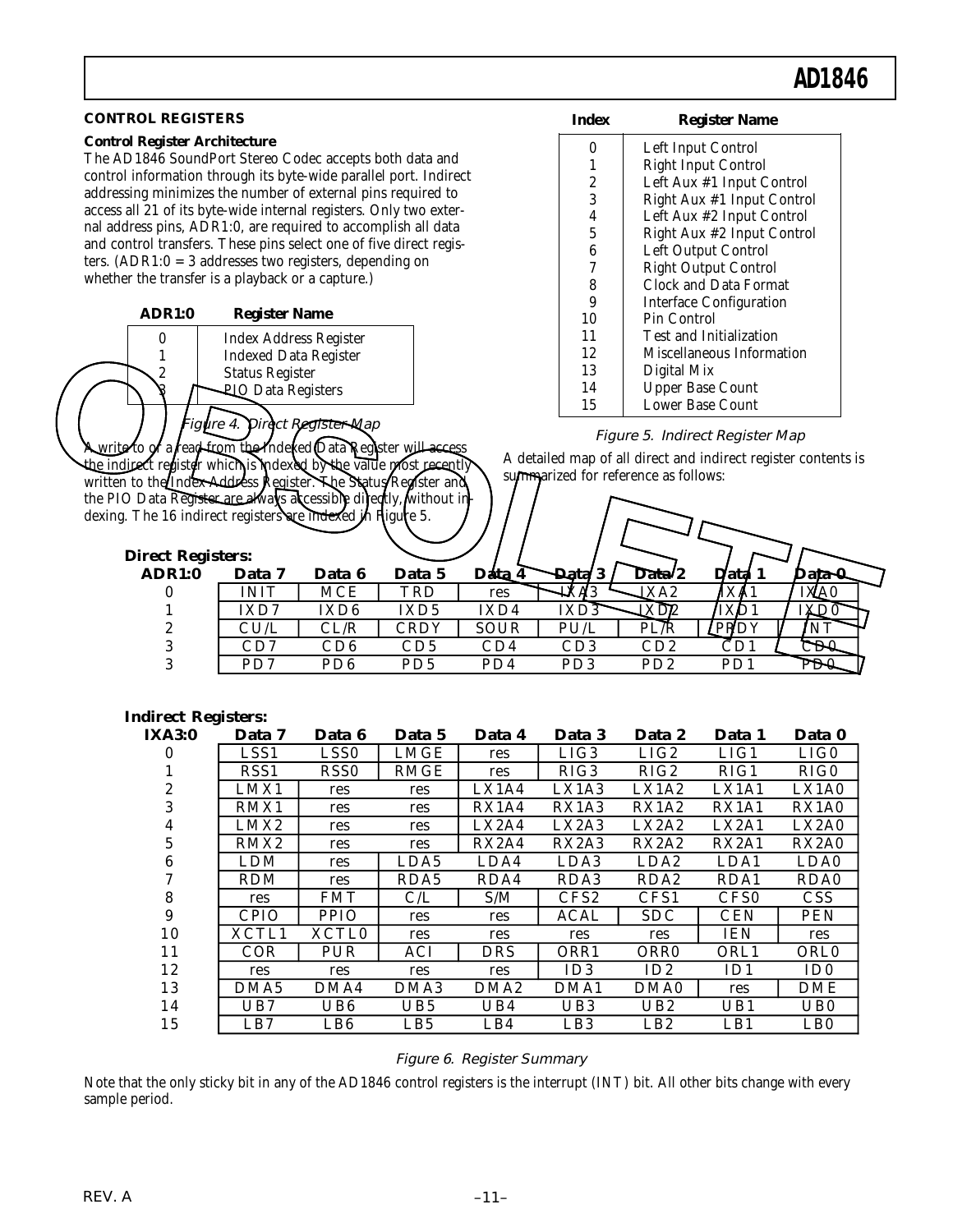## CONTROL REGISTERS

### Control Register Architecture

The AD1846 SoundPort Stereo Codec accepts both data and control information through its byte-wide parallel port. Indirect addressing minimizes the number of external pins required to access all 21 of its byte-wide internal registers. Only two external address pins, ADR1:0, are required to accomplish all data and control transfers. These pins select one of five direct registers. (ADR1:0 = 3 addresses two registers, depending on whether the transfer is a playback or a capture.)

| ADR1:0 | Register Name |
|---|---|
| 0 | Index Address Register |
| 1 | Indexed Data Register |
| 2 | Status Register |
| 3 | PIO Data Registers |

*Figure 4. Direct Register Map*

A write to or a read from the Indexed Data Register will access the indirect register which is indexed by the value most recently written to the Index Address Register. The Status Register and the PIO Data Register are always accessible directly, without indexing. The 16 indirect registers are indexed in Figure 5.

| Index | Register Name |
|---|---|
| 0 | Left Input Control |
| 1 | Right Input Control |
| 2 | Left Aux #1 Input Control |
| 3 | Right Aux #1 Input Control |
| 4 | Left Aux #2 Input Control |
| 5 | Right Aux #2 Input Control |
| 6 | Left Output Control |
| 7 | Right Output Control |
| 8 | Clock and Data Format |
| 9 | Interface Configuration |
| 10 | Pin Control |
| 11 | Test and Initialization |
| 12 | Miscellaneous Information |
| 13 | Digital Mix |
| 14 | Upper Base Count |
| 15 | Lower Base Count |

*Figure 5. Indirect Register Map*

A detailed map of all direct and indirect register contents is summarized for reference as follows:

**Direct Registers:**

| ADR1:0 | Data 7 | Data 6 | Data 5 | Data 4 | Data 3 | Data 2 | Data 1 | Data 0 |
|---|---|---|---|---|---|---|---|---|
| 0 | INIT | MCE | TRD | res | IXA3 | IXA2 | IXA1 | IXA0 |
| 1 | IXD7 | IXD6 | IXD5 | IXD4 | IXD3 | IXD2 | IXD1 | IXD0 |
| 2 | CU/L | CL/R | CRDY | SOUR | PU/L | PL/R | PRDY | INT |
| 3 | CD7 | CD6 | CD5 | CD4 | CD3 | CD2 | CD1 | CD0 |
| 3 | PD7 | PD6 | PD5 | PD4 | PD3 | PD2 | PD1 | PD0 |

**Indirect Registers:**

| IXA3:0 | Data 7 | Data 6 | Data 5 | Data 4 | Data 3 | Data 2 | Data 1 | Data 0 |
|---|---|---|---|---|---|---|---|---|
| 0 | LSS1 | LSS0 | LMGE | res | LIG3 | LIG2 | LIG1 | LIG0 |
| 1 | RSS1 | RSS0 | RMGE | res | RIG3 | RIG2 | RIG1 | RIG0 |
| 2 | LMX1 | res | res | LX1A4 | LX1A3 | LX1A2 | LX1A1 | LX1A0 |
| 3 | RMX1 | res | res | RX1A4 | RX1A3 | RX1A2 | RX1A1 | RX1A0 |
| 4 | LMX2 | res | res | LX2A4 | LX2A3 | LX2A2 | LX2A1 | LX2A0 |
| 5 | RMX2 | res | res | RX2A4 | RX2A3 | RX2A2 | RX2A1 | RX2A0 |
| 6 | LDM | res | LDA5 | LDA4 | LDA3 | LDA2 | LDA1 | LDA0 |
| 7 | RDM | res | RDA5 | RDA4 | RDA3 | RDA2 | RDA1 | RDA0 |
| 8 | res | FMT | C/L | S/M | CFS2 | CFS1 | CFS0 | CSS |
| 9 | CPIO | PPIO | res | res | ACAL | SDC | CEN | PEN |
| 10 | XCTL1 | XCTL0 | res | res | res | res | IEN | res |
| 11 | COR | PUR | ACI | DRS | ORR1 | ORR0 | ORL1 | ORL0 |
| 12 | res | res | res | res | ID3 | ID2 | ID1 | ID0 |
| 13 | DMA5 | DMA4 | DMA3 | DMA2 | DMA1 | DMA0 | res | DME |
| 14 | UB7 | UB6 | UB5 | UB4 | UB3 | UB2 | UB1 | UB0 |
| 15 | LB7 | LB6 | LB5 | LB4 | LB3 | LB2 | LB1 | LB0 |

*Figure 6. Register Summary*

Note that the only sticky bit in any of the AD1846 control registers is the interrupt (INT) bit. All other bits change with every sample period.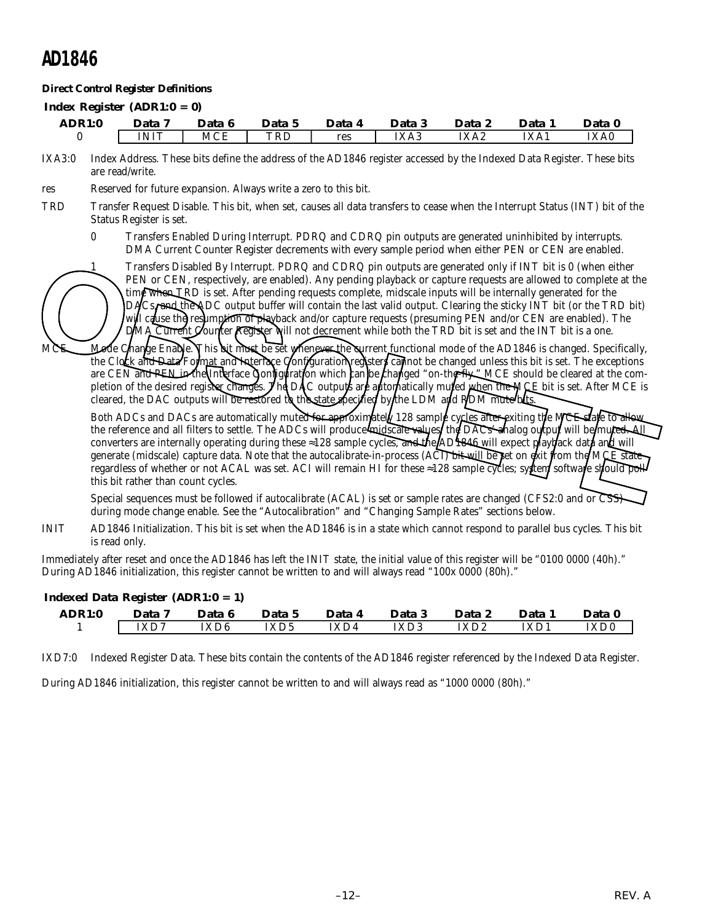### Direct Control Register Definitions

**Index Register (ADR1:0 = 0)**

| ADR1:0 | Data 7 | Data 6 | Data 5 | Data 4 | Data 3 | Data 2 | Data 1 | Data 0 |
|---|---|---|---|---|---|---|---|---|
| 0 | INIT | MCE | TRD | res | IXA3 | IXA2 | IXA1 | IXA0 |

IXA3:0 Index Address. These bits define the address of the AD1846 register accessed by the Indexed Data Register. These bits are read/write.

res Reserved for future expansion. Always write a zero to this bit.

TRD Transfer Request Disable. This bit, when set, causes all data transfers to cease when the Interrupt Status (INT) bit of the Status Register is set.

- 0 Transfers Enabled During Interrupt. PDRQ and CDRQ pin outputs are generated uninhibited by interrupts. DMA Current Counter Register decrements with every sample period when either PEN or CEN are enabled.
- 1 Transfers Disabled By Interrupt. PDRQ and CDRQ pin outputs are generated only if INT bit is 0 (when either PEN or CEN, respectively, are enabled). Any pending playback or capture requests are allowed to complete at the time when TRD is set. After pending requests complete, midscale inputs will be internally generated for the DACs, and the ADC output buffer will contain the last valid output. Clearing the sticky INT bit (or the TRD bit) will cause the resumption of playback and/or capture requests (presuming PEN and/or CEN are enabled). The DMA Current Counter Register will not decrement while both the TRD bit is set and the INT bit is a one.

MCE Mode Change Enable. This bit must be set whenever the current functional mode of the AD1846 is changed. Specifically, the Clock and Data Format and Interface Configuration registers cannot be changed unless this bit is set. The exceptions are CEN and PEN in the Interface Configuration which can be changed "on-the-fly." MCE should be cleared at the completion of the desired register changes. The DAC outputs are automatically muted when the MCE bit is set. After MCE is cleared, the DAC outputs will be restored to the state specified by the LDM and RDM mute bits.

Both ADCs and DACs are automatically muted for approximately 128 sample cycles after exiting the MCE state to allow the reference and all filters to settle. The ADCs will produce midscale values; the DACs' analog output will be muted. All converters are internally operating during these ≈128 sample cycles, and the AD1846 will expect playback data and will generate (midscale) capture data. Note that the autocalibrate-in-process (ACI) bit will be set on exit from the MCE state regardless of whether or not ACAL was set. ACI will remain HI for these ≈128 sample cycles; system software should poll this bit rather than count cycles.

Special sequences must be followed if autocalibrate (ACAL) is set or sample rates are changed (CFS2:0 and or CSS) during mode change enable. See the "Autocalibration" and "Changing Sample Rates" sections below.

INIT AD1846 Initialization. This bit is set when the AD1846 is in a state which cannot respond to parallel bus cycles. This bit is read only.

Immediately after reset and once the AD1846 has left the INIT state, the initial value of this register will be "0100 0000 (40h)." During AD1846 initialization, this register cannot be written to and will always read "100x 0000 (80h)."

**Indexed Data Register (ADR1:0 = 1)**

| ADR1:0 | Data 7 | Data 6 | Data 5 | Data 4 | Data 3 | Data 2 | Data 1 | Data 0 |
|---|---|---|---|---|---|---|---|---|
| 1 | IXD7 | IXD6 | IXD5 | IXD4 | IXD3 | IXD2 | IXD1 | IXD0 |

IXD7:0 Indexed Register Data. These bits contain the contents of the AD1846 register referenced by the Indexed Data Register.

During AD1846 initialization, this register cannot be written to and will always read as "1000 0000 (80h)."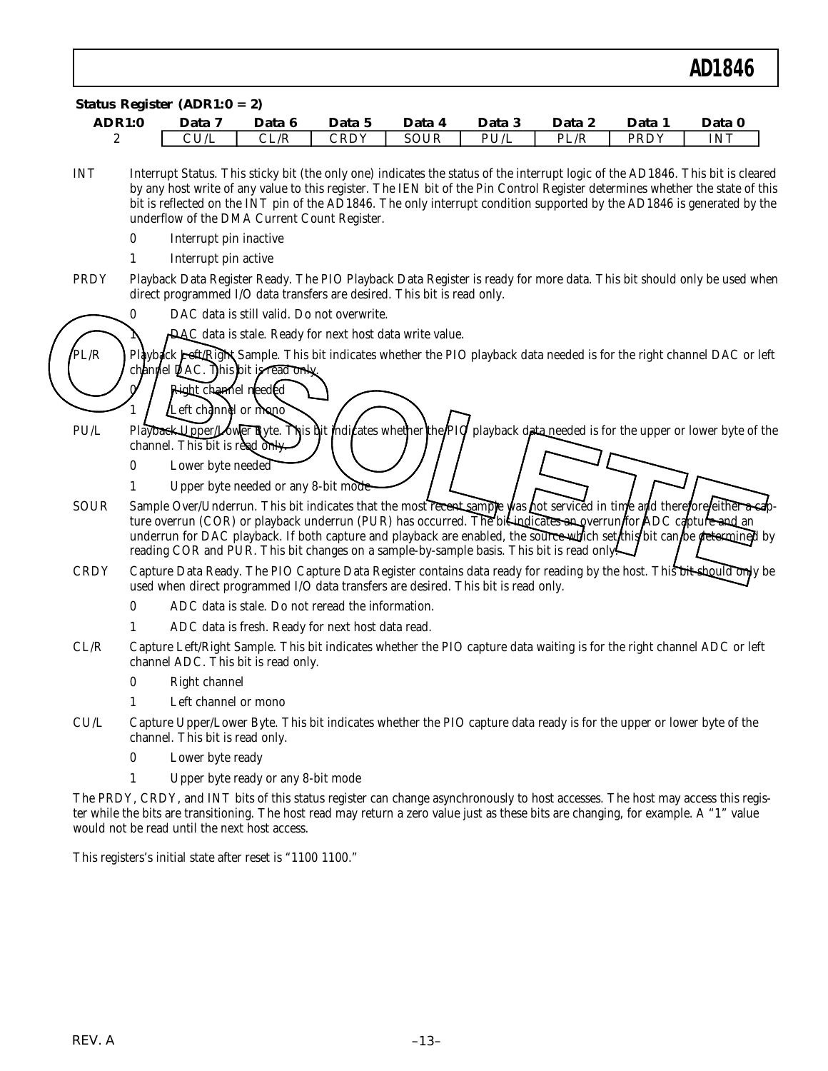**Status Register (ADR1:0 = 2)**

| ADR1:0 | Data 7 | Data 6 | Data 5 | Data 4 | Data 3 | Data 2 | Data 1 | Data 0 |
|---|---|---|---|---|---|---|---|---|
| 2 | CU/L | CL/R | CRDY | SOUR | PU/L | PL/R | PRDY | INT |

**INT** Interrupt Status. This sticky bit (the only one) indicates the status of the interrupt logic of the AD1846. This bit is cleared by any host write of any value to this register. The IEN bit of the Pin Control Register determines whether the state of this bit is reflected on the INT pin of the AD1846. The only interrupt condition supported by the AD1846 is generated by the underflow of the DMA Current Count Register.

- 0 Interrupt pin inactive
- 1 Interrupt pin active

**PRDY** Playback Data Register Ready. The PIO Playback Data Register is ready for more data. This bit should only be used when direct programmed I/O data transfers are desired. This bit is read only.

- 0 DAC data is still valid. Do not overwrite.
- 1 DAC data is stale. Ready for next host data write value.

**PL/R** Playback Left/Right Sample. This bit indicates whether the PIO playback data needed is for the right channel DAC or left channel DAC. This bit is read only.

- 0 Right channel needed
- 1 Left channel or mono

**PU/L** Playback Upper/Lower Byte. This bit indicates whether the PIO playback data needed is for the upper or lower byte of the channel. This bit is read only.

- 0 Lower byte needed
- 1 Upper byte needed or any 8-bit mode

**SOUR** Sample Over/Underrun. This bit indicates that the most recent sample was not serviced in time and therefore either a capture overrun (COR) or playback underrun (PUR) has occurred. The bit indicates an overrun for ADC capture and an underrun for DAC playback. If both capture and playback are enabled, the source which set this bit can be determined by reading COR and PUR. This bit changes on a sample-by-sample basis. This bit is read only.

**CRDY** Capture Data Ready. The PIO Capture Data Register contains data ready for reading by the host. This bit should only be used when direct programmed I/O data transfers are desired. This bit is read only.

- 0 ADC data is stale. Do not reread the information.
- 1 ADC data is fresh. Ready for next host data read.

**CL/R** Capture Left/Right Sample. This bit indicates whether the PIO capture data waiting is for the right channel ADC or left channel ADC. This bit is read only.

- 0 Right channel
- 1 Left channel or mono

**CU/L** Capture Upper/Lower Byte. This bit indicates whether the PIO capture data ready is for the upper or lower byte of the channel. This bit is read only.

- 0 Lower byte ready
- 1 Upper byte ready or any 8-bit mode

The PRDY, CRDY, and INT bits of this status register can change asynchronously to host accesses. The host may access this register while the bits are transitioning. The host read may return a zero value just as these bits are changing, for example. A "1" value would not be read until the next host access.

This registers's initial state after reset is "1100 1100."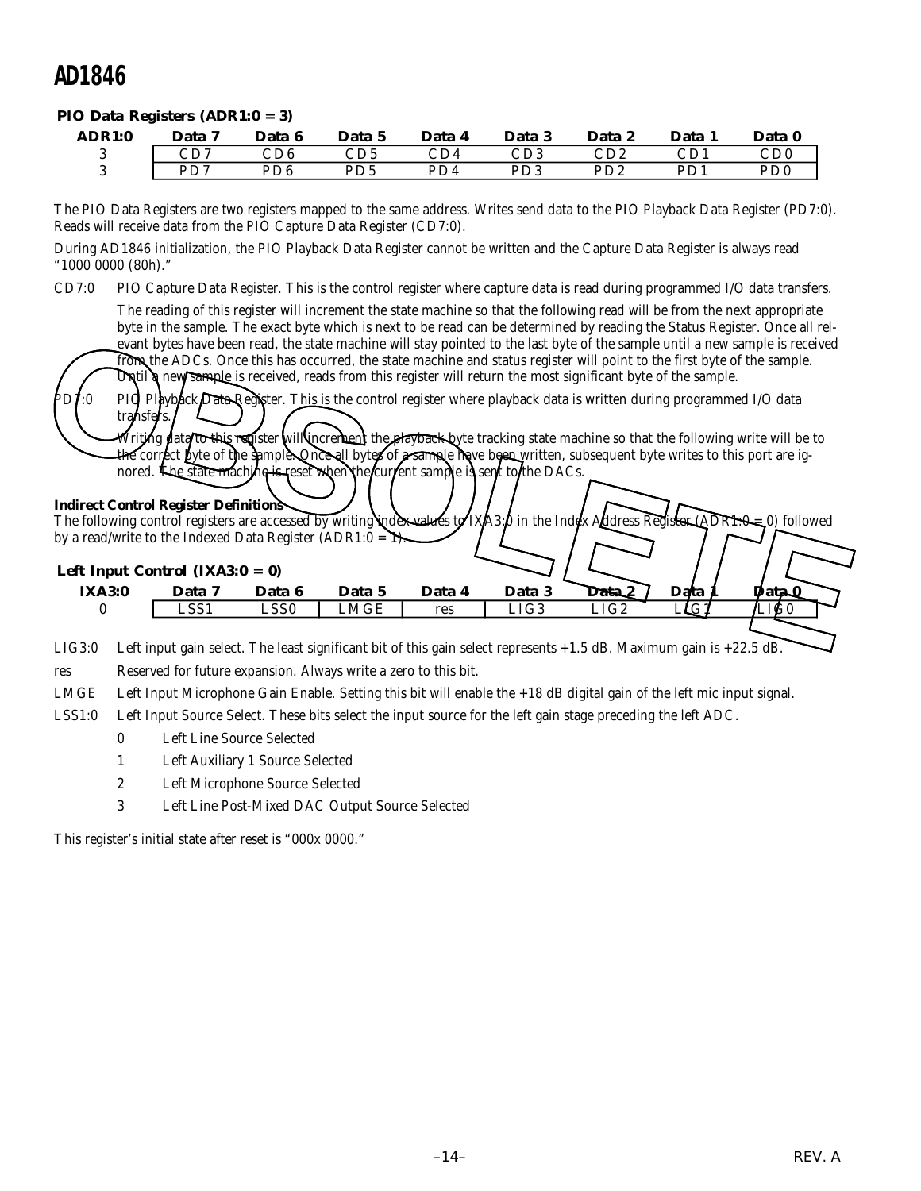### PIO Data Registers (ADR1:0 = 3)

| ADR1:0 | Data 7 | Data 6 | Data 5 | Data 4 | Data 3 | Data 2 | Data 1 | Data 0 |
|---|---|---|---|---|---|---|---|---|
| 3 | CD7 | CD6 | CD5 | CD4 | CD3 | CD2 | CD1 | CD0 |
| 3 | PD7 | PD6 | PD5 | PD4 | PD3 | PD2 | PD1 | PD0 |

The PIO Data Registers are two registers mapped to the same address. Writes send data to the PIO Playback Data Register (PD7:0). Reads will receive data from the PIO Capture Data Register (CD7:0).

During AD1846 initialization, the PIO Playback Data Register cannot be written and the Capture Data Register is always read "1000 0000 (80h)."

CD7:0 PIO Capture Data Register. This is the control register where capture data is read during programmed I/O data transfers.

The reading of this register will increment the state machine so that the following read will be from the next appropriate byte in the sample. The exact byte which is next to be read can be determined by reading the Status Register. Once all relevant bytes have been read, the state machine will stay pointed to the last byte of the sample until a new sample is received from the ADCs. Once this has occurred, the state machine and status register will point to the first byte of the sample. Until a new sample is received, reads from this register will return the most significant byte of the sample.

PD7:0 PIO Playback Data Register. This is the control register where playback data is written during programmed I/O data transfers.

Writing data to this register will increment the playback byte tracking state machine so that the following write will be to the correct byte of the sample. Once all bytes of a sample have been written, subsequent byte writes to this port are ignored. The state machine is reset when the current sample is sent to the DACs.

### Indirect Control Register Definitions

The following control registers are accessed by writing index values to IXA3:0 in the Index Address Register (ADR1:0 = 0) followed by a read/write to the Indexed Data Register (ADR1:0 = 1).

### Left Input Control (IXA3:0 = 0)

| IXA3:0 | Data 7 | Data 6 | Data 5 | Data 4 | Data 3 | Data 2 | Data 1 | Data 0 |
|---|---|---|---|---|---|---|---|---|
| 0 | LSS1 | LSS0 | LMGE | res | LIG3 | LIG2 | LIG1 | LIG0 |

LIG3:0 Left input gain select. The least significant bit of this gain select represents +1.5 dB. Maximum gain is +22.5 dB.

res Reserved for future expansion. Always write a zero to this bit.

LMGE Left Input Microphone Gain Enable. Setting this bit will enable the +18 dB digital gain of the left mic input signal.

LSS1:0 Left Input Source Select. These bits select the input source for the left gain stage preceding the left ADC.

- 0 Left Line Source Selected
- 1 Left Auxiliary 1 Source Selected
- 2 Left Microphone Source Selected
- 3 Left Line Post-Mixed DAC Output Source Selected

This register's initial state after reset is "000x 0000."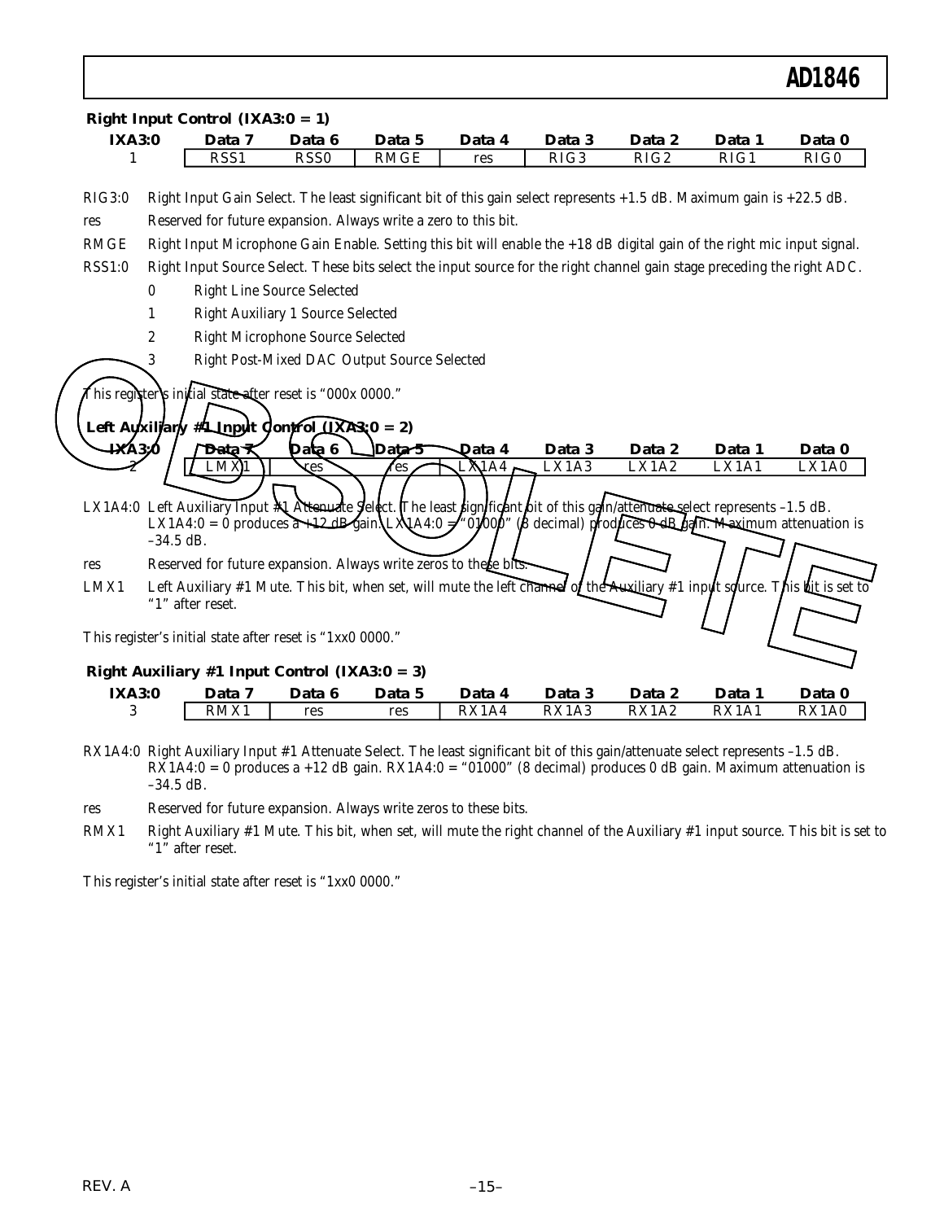### Right Input Control (IXA3:0 = 1)

| IXA3:0 | Data 7 | Data 6 | Data 5 | Data 4 | Data 3 | Data 2 | Data 1 | Data 0 |
|---|---|---|---|---|---|---|---|---|
| 1 | RSS1 | RSS0 | RMGE | res | RIG3 | RIG2 | RIG1 | RIG0 |

RIG3:0 Right Input Gain Select. The least significant bit of this gain select represents +1.5 dB. Maximum gain is +22.5 dB.

res Reserved for future expansion. Always write a zero to this bit.

RMGE Right Input Microphone Gain Enable. Setting this bit will enable the +18 dB digital gain of the right mic input signal.

RSS1:0 Right Input Source Select. These bits select the input source for the right channel gain stage preceding the right ADC.

- 0 Right Line Source Selected
- 1 Right Auxiliary 1 Source Selected
- 2 Right Microphone Source Selected
- 3 Right Post-Mixed DAC Output Source Selected

This register's initial state after reset is "000x 0000."

### Left Auxiliary #1 Input Control (IXA3:0 = 2)

| IXA3:0 | Data 7 | Data 6 | Data 5 | Data 4 | Data 3 | Data 2 | Data 1 | Data 0 |
|---|---|---|---|---|---|---|---|---|
| 2 | LMX1 | res | res | LX1A4 | LX1A3 | LX1A2 | LX1A1 | LX1A0 |

LX1A4:0 Left Auxiliary Input #1 Attenuate Select. The least significant bit of this gain/attenuate select represents –1.5 dB. LX1A4:0 = 0 produces a +12 dB gain. LX1A4:0 = "01000" (8 decimal) produces 0 dB gain. Maximum attenuation is –34.5 dB.

res Reserved for future expansion. Always write zeros to these bits.

LMX1 Left Auxiliary #1 Mute. This bit, when set, will mute the left channel of the Auxiliary #1 input source. This bit is set to "1" after reset.

This register's initial state after reset is "1xx0 0000."

### Right Auxiliary #1 Input Control (IXA3:0 = 3)

| IXA3:0 | Data 7 | Data 6 | Data 5 | Data 4 | Data 3 | Data 2 | Data 1 | Data 0 |
|---|---|---|---|---|---|---|---|---|
| 3 | RMX1 | res | res | RX1A4 | RX1A3 | RX1A2 | RX1A1 | RX1A0 |

RX1A4:0 Right Auxiliary Input #1 Attenuate Select. The least significant bit of this gain/attenuate select represents –1.5 dB. RX1A4:0 = 0 produces a +12 dB gain. RX1A4:0 = "01000" (8 decimal) produces 0 dB gain. Maximum attenuation is –34.5 dB.

res Reserved for future expansion. Always write zeros to these bits.

RMX1 Right Auxiliary #1 Mute. This bit, when set, will mute the right channel of the Auxiliary #1 input source. This bit is set to "1" after reset.

This register's initial state after reset is "1xx0 0000."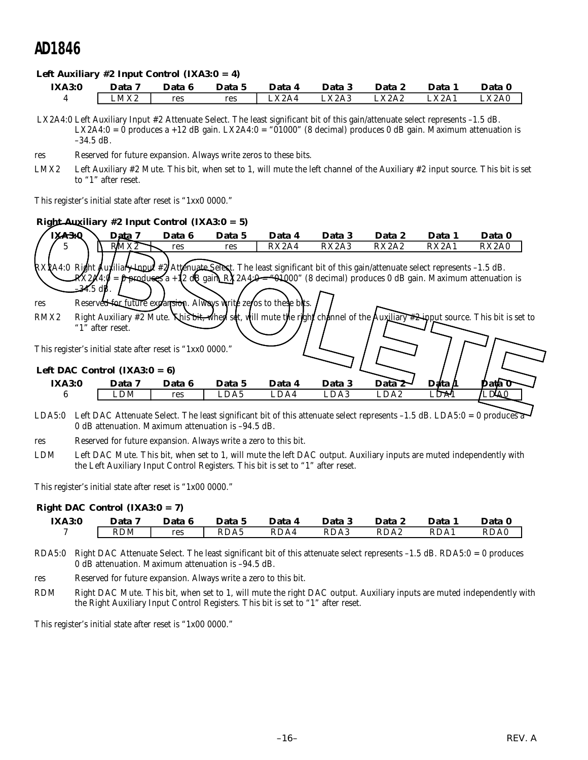### Left Auxiliary #2 Input Control (IXA3:0 = 4)

| IXA3:0 | Data 7 | Data 6 | Data 5 | Data 4 | Data 3 | Data 2 | Data 1 | Data 0 |
|---|---|---|---|---|---|---|---|---|
| 4 | LMX2 | res | res | LX2A4 | LX2A3 | LX2A2 | LX2A1 | LX2A0 |

LX2A4:0 Left Auxiliary Input #2 Attenuate Select. The least significant bit of this gain/attenuate select represents –1.5 dB. LX2A4:0 = 0 produces a +12 dB gain. LX2A4:0 = "01000" (8 decimal) produces 0 dB gain. Maximum attenuation is –34.5 dB.

res Reserved for future expansion. Always write zeros to these bits.

LMX2 Left Auxiliary #2 Mute. This bit, when set to 1, will mute the left channel of the Auxiliary #2 input source. This bit is set to "1" after reset.

This register's initial state after reset is "1xx0 0000."

### Right Auxiliary #2 Input Control (IXA3:0 = 5)

| IXA3:0 | Data 7 | Data 6 | Data 5 | Data 4 | Data 3 | Data 2 | Data 1 | Data 0 |
|---|---|---|---|---|---|---|---|---|
| 5 | RMX2 | res | res | RX2A4 | RX2A3 | RX2A2 | RX2A1 | RX2A0 |

RX2A4:0 Right Auxiliary Input #2 Attenuate Select. The least significant bit of this gain/attenuate select represents –1.5 dB. RX2A4:0 = 0 produces a +12 dB gain. RX2A4:0 = "01000" (8 decimal) produces 0 dB gain. Maximum attenuation is –34.5 dB.

res Reserved for future expansion. Always write zeros to these bits.

RMX2 Right Auxiliary #2 Mute. This bit, when set, will mute the right channel of the Auxiliary #2 input source. This bit is set to "1" after reset.

This register's initial state after reset is "1xx0 0000."

### Left DAC Control (IXA3:0 = 6)

| IXA3:0 | Data 7 | Data 6 | Data 5 | Data 4 | Data 3 | Data 2 | Data 1 | Data 0 |
|---|---|---|---|---|---|---|---|---|
| 6 | LDM | res | LDA5 | LDA4 | LDA3 | LDA2 | LDA1 | LDA0 |

LDA5:0 Left DAC Attenuate Select. The least significant bit of this attenuate select represents –1.5 dB. LDA5:0 = 0 produces a 0 dB attenuation. Maximum attenuation is –94.5 dB.

res Reserved for future expansion. Always write a zero to this bit.

LDM Left DAC Mute. This bit, when set to 1, will mute the left DAC output. Auxiliary inputs are muted independently with the Left Auxiliary Input Control Registers. This bit is set to "1" after reset.

This register's initial state after reset is "1x00 0000."

### Right DAC Control (IXA3:0 = 7)

| IXA3:0 | Data 7 | Data 6 | Data 5 | Data 4 | Data 3 | Data 2 | Data 1 | Data 0 |
|---|---|---|---|---|---|---|---|---|
| 7 | RDM | res | RDA5 | RDA4 | RDA3 | RDA2 | RDA1 | RDA0 |

RDA5:0 Right DAC Attenuate Select. The least significant bit of this attenuate select represents –1.5 dB. RDA5:0 = 0 produces 0 dB attenuation. Maximum attenuation is –94.5 dB.

res Reserved for future expansion. Always write a zero to this bit.

RDM Right DAC Mute. This bit, when set to 1, will mute the right DAC output. Auxiliary inputs are muted independently with the Right Auxiliary Input Control Registers. This bit is set to "1" after reset.

This register's initial state after reset is "1x00 0000."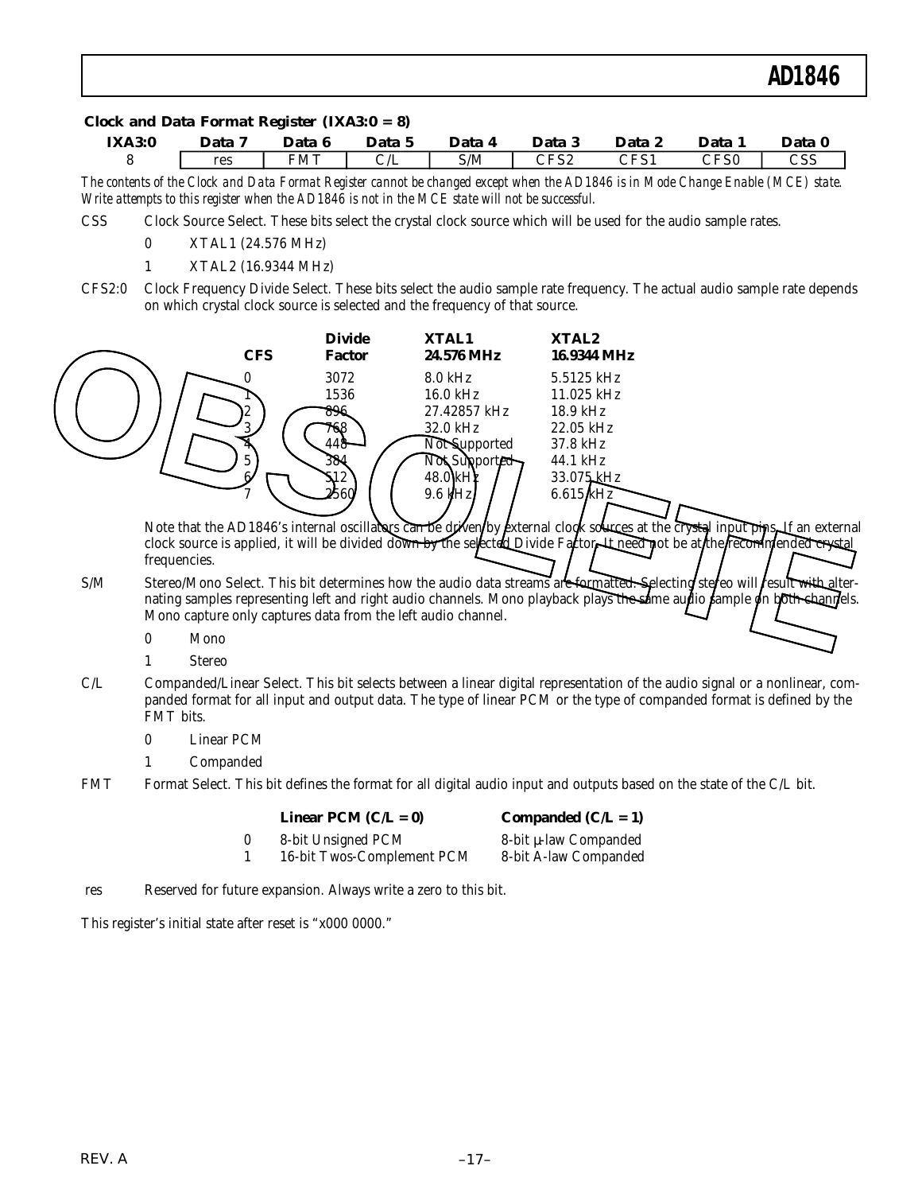### Clock and Data Format Register (IXA3:0 = 8)

| IXA3:0 | Data 7 | Data 6 | Data 5 | Data 4 | Data 3 | Data 2 | Data 1 | Data 0 |
|---|---|---|---|---|---|---|---|---|
| 8 | res | FMT | C/L | S/M | CFS2 | CFS1 | CFS0 | CSS |

*The contents of the Clock and Data Format Register cannot be changed except when the AD1846 is in Mode Change Enable (MCE) state. Write attempts to this register when the AD1846 is not in the MCE state will not be successful.*

CSS Clock Source Select. These bits select the crystal clock source which will be used for the audio sample rates.

- 0 XTAL1 (24.576 MHz)
- 1 XTAL2 (16.9344 MHz)

CFS2:0 Clock Frequency Divide Select. These bits select the audio sample rate frequency. The actual audio sample rate depends on which crystal clock source is selected and the frequency of that source.

| CFS | Divide Factor | XTAL1 24.576 MHz | XTAL2 16.9344 MHz |
|---|---|---|---|
| 0 | 3072 | 8.0 kHz | 5.5125 kHz |
| 1 | 1536 | 16.0 kHz | 11.025 kHz |
| 2 | 896 | 27.42857 kHz | 18.9 kHz |
| 3 | 768 | 32.0 kHz | 22.05 kHz |
| 4 | 448 | Not Supported | 37.8 kHz |
| 5 | 384 | Not Supported | 44.1 kHz |
| 6 | 512 | 48.0 kHz | 33.075 kHz |
| 7 | 2560 | 9.6 kHz | 6.615 kHz |

Note that the AD1846's internal oscillators can be driven by external clock sources at the crystal input pins. If an external clock source is applied, it will be divided down by the selected Divide Factor. It need not be at the recommended crystal frequencies.

S/M Stereo/Mono Select. This bit determines how the audio data streams are formatted. Selecting stereo will result with alternating samples representing left and right audio channels. Mono playback plays the same audio sample on both channels. Mono capture only captures data from the left audio channel.

- 0 Mono
- 1 Stereo

C/L Companded/Linear Select. This bit selects between a linear digital representation of the audio signal or a nonlinear, companded format for all input and output data. The type of linear PCM or the type of companded format is defined by the FMT bits.

- 0 Linear PCM
- 1 Companded

FMT Format Select. This bit defines the format for all digital audio input and outputs based on the state of the C/L bit.

| | Linear PCM (C/L = 0) | Companded (C/L = 1) |
|---|---|---|
| 0 | 8-bit Unsigned PCM | 8-bit µ-law Companded |
| 1 | 16-bit Twos-Complement PCM | 8-bit A-law Companded |

res Reserved for future expansion. Always write a zero to this bit.

This register's initial state after reset is "x000 0000."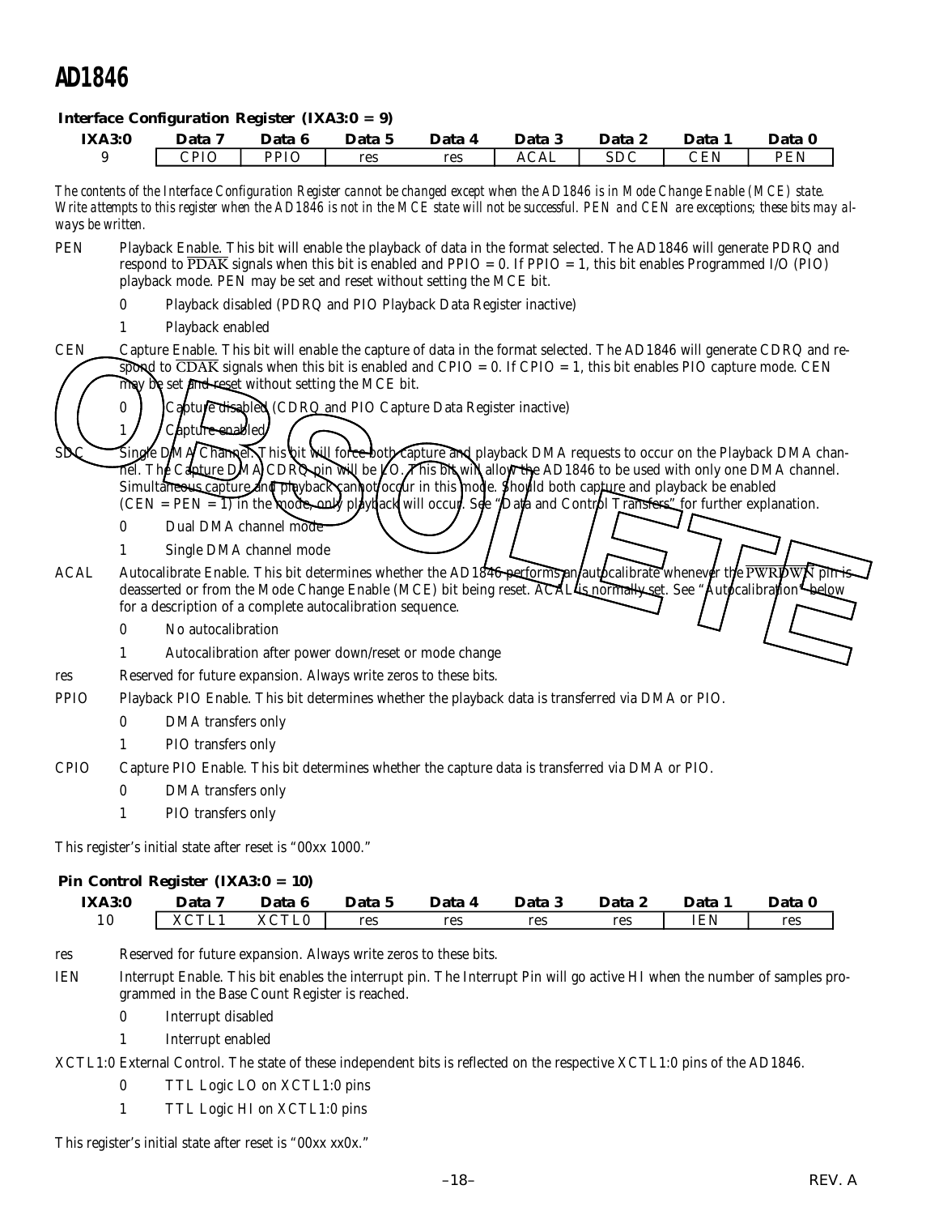### Interface Configuration Register (IXA3:0 = 9)

| IXA3:0 | Data 7 | Data 6 | Data 5 | Data 4 | Data 3 | Data 2 | Data 1 | Data 0 |
|---|---|---|---|---|---|---|---|---|
| 9 | CPIO | PPIO | res | res | ACAL | SDC | CEN | PEN |

*The contents of the Interface Configuration Register cannot be changed except when the AD1846 is in Mode Change Enable (MCE) state. Write attempts to this register when the AD1846 is not in the MCE state will not be successful. PEN and CEN are exceptions; these bits may always be written.*

**PEN** Playback Enable. This bit will enable the playback of data in the format selected. The AD1846 will generate PDRQ and respond to $\overline{\text{PDAK}}$ signals when this bit is enabled and PPIO = 0. If PPIO = 1, this bit enables Programmed I/O (PIO) playback mode. PEN may be set and reset without setting the MCE bit.

- 0 Playback disabled (PDRQ and PIO Playback Data Register inactive)
- 1 Playback enabled

**CEN** Capture Enable. This bit will enable the capture of data in the format selected. The AD1846 will generate CDRQ and respond to $\overline{\text{CDAK}}$ signals when this bit is enabled and CPIO = 0. If CPIO = 1, this bit enables PIO capture mode. CEN may be set and reset without setting the MCE bit.

- 0 Capture disabled (CDRQ and PIO Capture Data Register inactive)
- 1 Capture enabled

**SDC** Single DMA Channel. This bit will force both capture and playback DMA requests to occur on the Playback DMA channel. The Capture DMA CDRQ pin will be LO. This bit will allow the AD1846 to be used with only one DMA channel. Simultaneous capture and playback cannot occur in this mode. Should both capture and playback be enabled (CEN = PEN = 1) in the mode, only playback will occur. See "Data and Control Transfers" for further explanation.

- 0 Dual DMA channel mode
- 1 Single DMA channel mode

**ACAL** Autocalibrate Enable. This bit determines whether the AD1846 performs an autocalibrate whenever the $\overline{\text{PWRDWN}}$ pin is deasserted or from the Mode Change Enable (MCE) bit being reset. ACAL is normally set. See "Autocalibration" below for a description of a complete autocalibration sequence.

- 0 No autocalibration
- 1 Autocalibration after power down/reset or mode change

**res** Reserved for future expansion. Always write zeros to these bits.

**PPIO** Playback PIO Enable. This bit determines whether the playback data is transferred via DMA or PIO.

- 0 DMA transfers only
- 1 PIO transfers only

**CPIO** Capture PIO Enable. This bit determines whether the capture data is transferred via DMA or PIO.

- 0 DMA transfers only
- 1 PIO transfers only

This register's initial state after reset is "00xx 1000."

### Pin Control Register (IXA3:0 = 10)

| IXA3:0 | Data 7 | Data 6 | Data 5 | Data 4 | Data 3 | Data 2 | Data 1 | Data 0 |
|---|---|---|---|---|---|---|---|---|
| 10 | XCTL1 | XCTL0 | res | res | res | res | IEN | res |

**res** Reserved for future expansion. Always write zeros to these bits.

**IEN** Interrupt Enable. This bit enables the interrupt pin. The Interrupt Pin will go active HI when the number of samples programmed in the Base Count Register is reached.

- 0 Interrupt disabled
- 1 Interrupt enabled

**XCTL1:0** External Control. The state of these independent bits is reflected on the respective XCTL1:0 pins of the AD1846.

- 0 TTL Logic LO on XCTL1:0 pins
- 1 TTL Logic HI on XCTL1:0 pins

This register's initial state after reset is "00xx xx0x."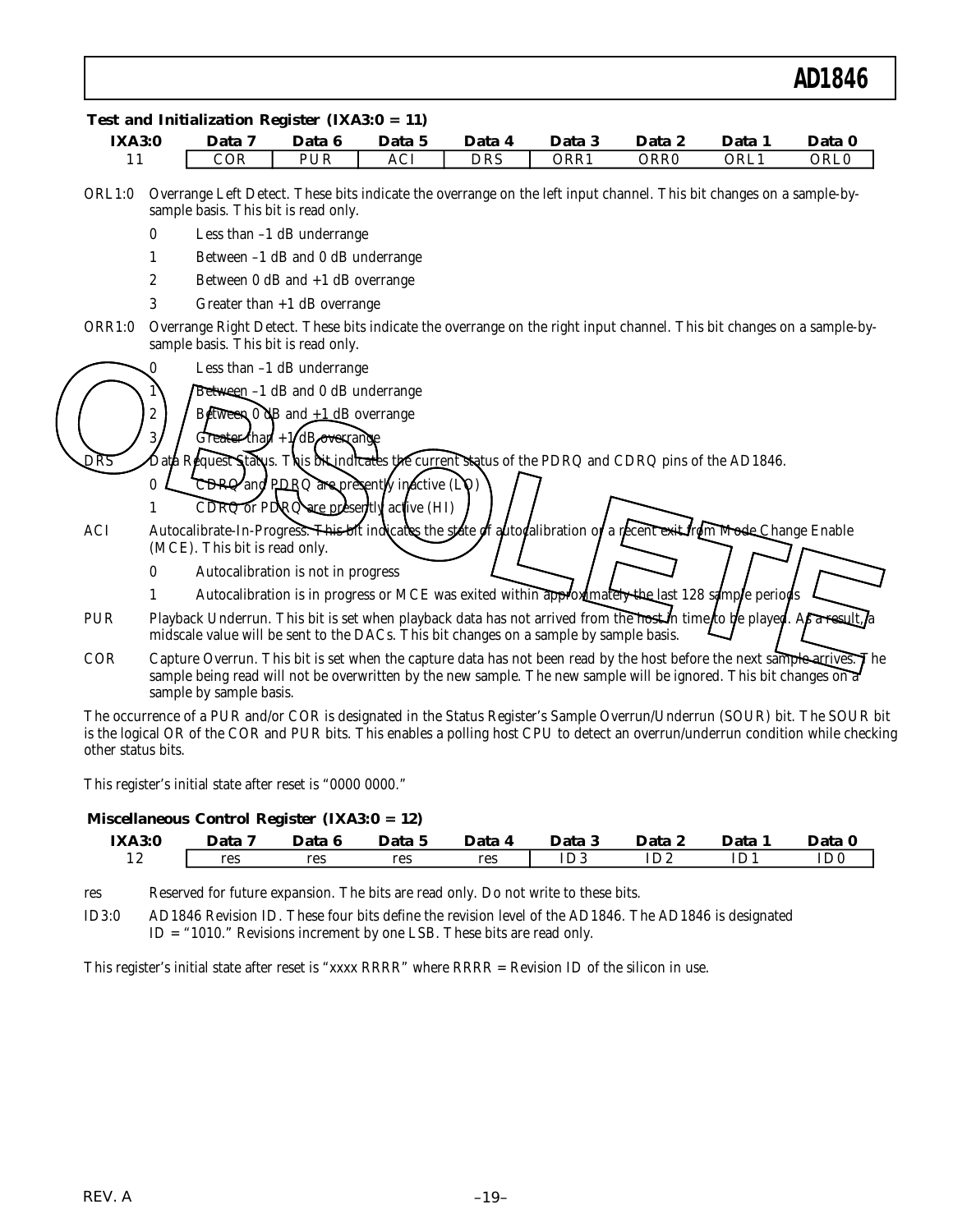**Test and Initialization Register (IXA3:0 = 11)**

| IXA3:0 | Data 7 | Data 6 | Data 5 | Data 4 | Data 3 | Data 2 | Data 1 | Data 0 |
|---|---|---|---|---|---|---|---|---|
| 11 | COR | PUR | ACI | DRS | ORR1 | ORR0 | ORL1 | ORL0 |

ORL1:0 Overrange Left Detect. These bits indicate the overrange on the left input channel. This bit changes on a sample-by-sample basis. This bit is read only.

- 0 Less than –1 dB underrange
- 1 Between –1 dB and 0 dB underrange
- 2 Between 0 dB and +1 dB overrange
- 3 Greater than +1 dB overrange

ORR1:0 Overrange Right Detect. These bits indicate the overrange on the right input channel. This bit changes on a sample-by-sample basis. This bit is read only.

- 0 Less than –1 dB underrange
- 1 Between –1 dB and 0 dB underrange
- 2 Between 0 dB and +1 dB overrange
- 3 Greater than +1 dB overrange

DRS Data Request Status. This bit indicates the current status of the PDRQ and CDRQ pins of the AD1846.

- 0 CDRQ and PDRQ are presently inactive (LO)
- 1 CDRQ or PDRQ are presently active (HI)

ACI Autocalibrate-In-Progress. This bit indicates the state of autocalibration or a recent exit from Mode Change Enable (MCE). This bit is read only.

- 0 Autocalibration is not in progress
- 1 Autocalibration is in progress or MCE was exited within approximately the last 128 sample periods

PUR Playback Underrun. This bit is set when playback data has not arrived from the host in time to be played. As a result, a midscale value will be sent to the DACs. This bit changes on a sample by sample basis.

COR Capture Overrun. This bit is set when the capture data has not been read by the host before the next sample arrives. The sample being read will not be overwritten by the new sample. The new sample will be ignored. This bit changes on a sample by sample basis.

The occurrence of a PUR and/or COR is designated in the Status Register's Sample Overrun/Underrun (SOUR) bit. The SOUR bit is the logical OR of the COR and PUR bits. This enables a polling host CPU to detect an overrun/underrun condition while checking other status bits.

This register's initial state after reset is "0000 0000."

**Miscellaneous Control Register (IXA3:0 = 12)**

| IXA3:0 | Data 7 | Data 6 | Data 5 | Data 4 | Data 3 | Data 2 | Data 1 | Data 0 |
|---|---|---|---|---|---|---|---|---|
| 12 | res | res | res | res | ID3 | ID2 | ID1 | ID0 |

res Reserved for future expansion. The bits are read only. Do not write to these bits.

ID3:0 AD1846 Revision ID. These four bits define the revision level of the AD1846. The AD1846 is designated ID = "1010." Revisions increment by one LSB. These bits are read only.

This register's initial state after reset is "xxxx RRRR" where RRRR = Revision ID of the silicon in use.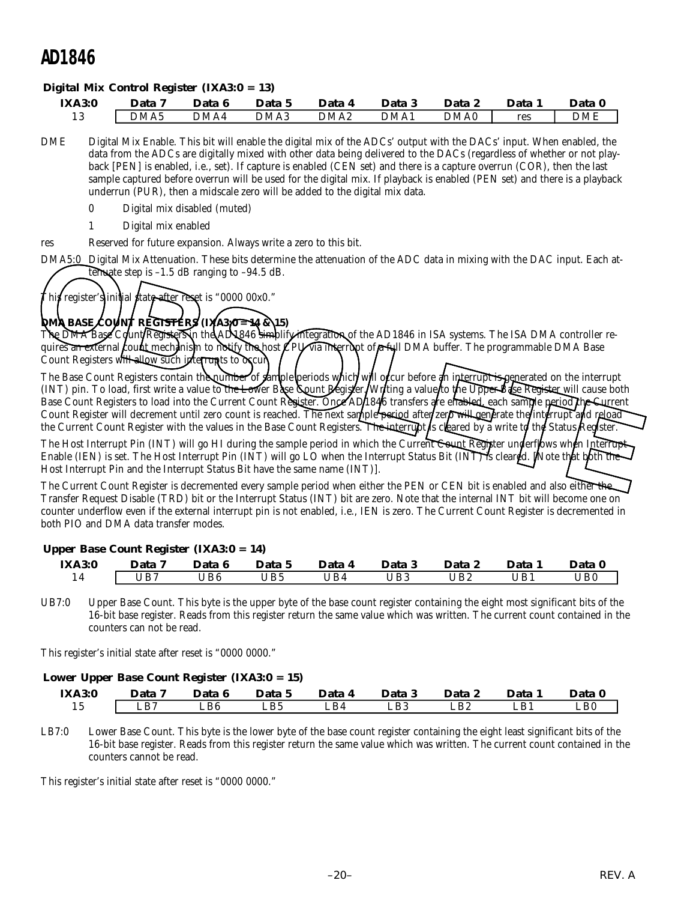**Digital Mix Control Register (IXA3:0 = 13)**

| IXA3:0 | Data 7 | Data 6 | Data 5 | Data 4 | Data 3 | Data 2 | Data 1 | Data 0 |
|---|---|---|---|---|---|---|---|---|
| 13 | DMA5 | DMA4 | DMA3 | DMA2 | DMA1 | DMA0 | res | DME |

DME Digital Mix Enable. This bit will enable the digital mix of the ADCs' output with the DACs' input. When enabled, the data from the ADCs are digitally mixed with other data being delivered to the DACs (regardless of whether or not playback [PEN] is enabled, i.e., set). If capture is enabled (CEN set) and there is a capture overrun (COR), then the last sample captured before overrun will be used for the digital mix. If playback is enabled (PEN set) and there is a playback underrun (PUR), then a midscale zero will be added to the digital mix data.

- 0 Digital mix disabled (muted)
- 1 Digital mix enabled

res Reserved for future expansion. Always write a zero to this bit.

DMA5:0 Digital Mix Attenuation. These bits determine the attenuation of the ADC data in mixing with the DAC input. Each attenuate step is –1.5 dB ranging to –94.5 dB.

This register's initial state after reset is "0000 00x0."

**DMA BASE COUNT REGISTERS (IXA3:0 = 14 & 15)**

The DMA Base Count Registers in the AD1846 simplify integration of the AD1846 in ISA systems. The ISA DMA controller requires an external count mechanism to notify the host CPU via interrupt of a full DMA buffer. The programmable DMA Base Count Registers will allow such interrupts to occur.

The Base Count Registers contain the number of sample periods which will occur before an interrupt is generated on the interrupt (INT) pin. To load, first write a value to the Lower Base Count Register. Writing a value to the Upper Base Register will cause both Base Count Registers to load into the Current Count Register. Once AD1846 transfers are enabled, each sample period the Current Count Register will decrement until zero count is reached. The next sample period after zero will generate the interrupt and reload the Current Count Register with the values in the Base Count Registers. The interrupt is cleared by a write to the Status Register.

The Host Interrupt Pin (INT) will go HI during the sample period in which the Current Count Register underflows when Interrupt Enable (IEN) is set. The Host Interrupt Pin (INT) will go LO when the Interrupt Status Bit (INT) is cleared. [Note that both the Host Interrupt Pin and the Interrupt Status Bit have the same name (INT)].

The Current Count Register is decremented every sample period when either the PEN or CEN bit is enabled and also either the Transfer Request Disable (TRD) bit or the Interrupt Status (INT) bit are zero. Note that the internal INT bit will become one on counter underflow even if the external interrupt pin is not enabled, i.e., IEN is zero. The Current Count Register is decremented in both PIO and DMA data transfer modes.

**Upper Base Count Register (IXA3:0 = 14)**

| IXA3:0 | Data 7 | Data 6 | Data 5 | Data 4 | Data 3 | Data 2 | Data 1 | Data 0 |
|---|---|---|---|---|---|---|---|---|
| 14 | UB7 | UB6 | UB5 | UB4 | UB3 | UB2 | UB1 | UB0 |

UB7:0 Upper Base Count. This byte is the upper byte of the base count register containing the eight most significant bits of the 16-bit base register. Reads from this register return the same value which was written. The current count contained in the counters can not be read.

This register's initial state after reset is "0000 0000."

**Lower Upper Base Count Register (IXA3:0 = 15)**

| IXA3:0 | Data 7 | Data 6 | Data 5 | Data 4 | Data 3 | Data 2 | Data 1 | Data 0 |
|---|---|---|---|---|---|---|---|---|
| 15 | LB7 | LB6 | LB5 | LB4 | LB3 | LB2 | LB1 | LB0 |

LB7:0 Lower Base Count. This byte is the lower byte of the base count register containing the eight least significant bits of the 16-bit base register. Reads from this register return the same value which was written. The current count contained in the counters cannot be read.

This register's initial state after reset is "0000 0000."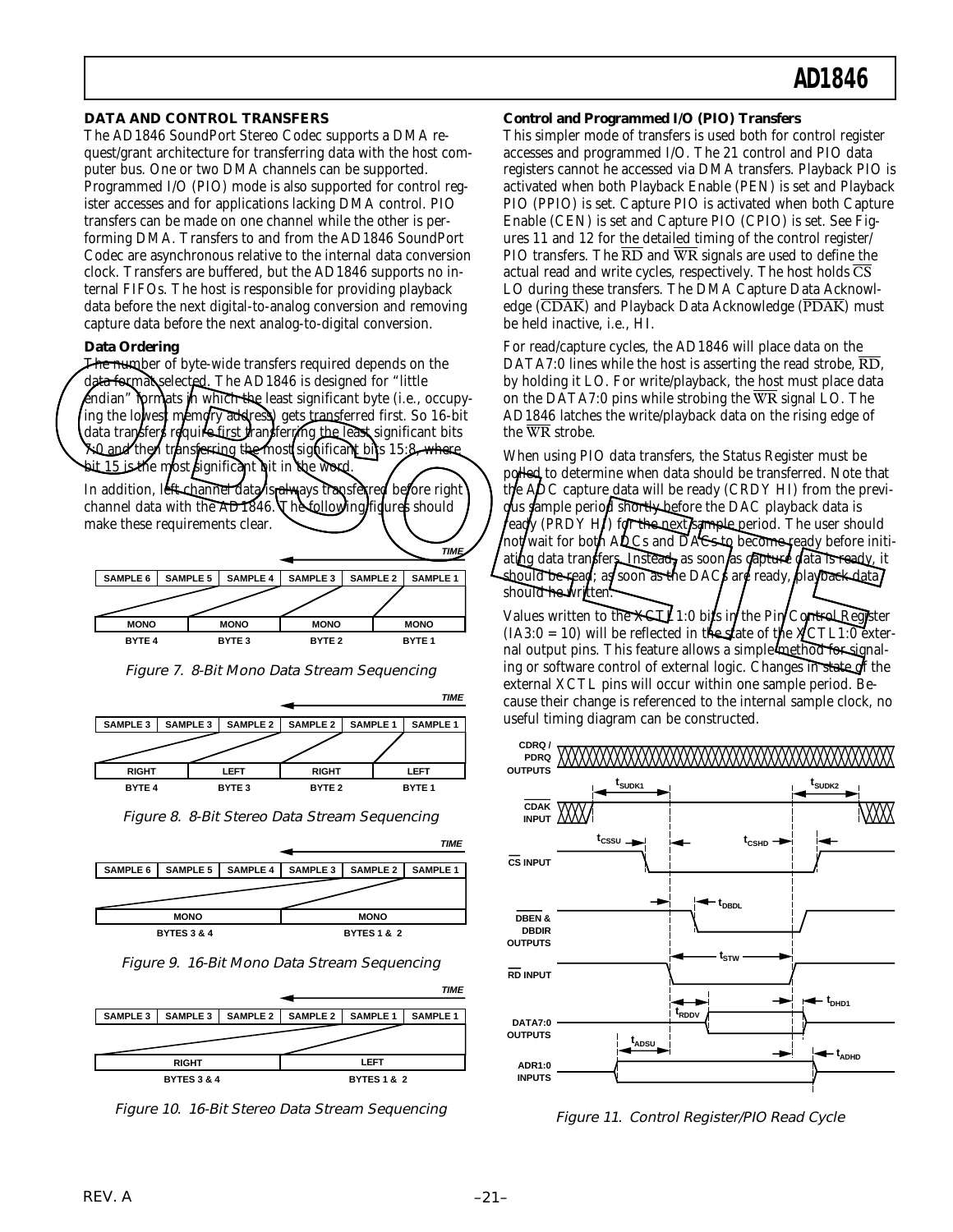## DATA AND CONTROL TRANSFERS

The AD1846 SoundPort Stereo Codec supports a DMA request/grant architecture for transferring data with the host computer bus. One or two DMA channels can be supported. Programmed I/O (PIO) mode is also supported for control register accesses and for applications lacking DMA control. PIO transfers can be made on one channel while the other is performing DMA. Transfers to and from the AD1846 SoundPort Codec are asynchronous relative to the internal data conversion clock. Transfers are buffered, but the AD1846 supports no internal FIFOs. The host is responsible for providing playback data before the next digital-to-analog conversion and removing capture data before the next analog-to-digital conversion.

### Data Ordering

The number of byte-wide transfers required depends on the data format selected. The AD1846 is designed for "little endian" formats in which the least significant byte (i.e., occupying the lowest memory address) gets transferred first. So 16-bit data transfers require first transferring the least significant bits 7:0 and then transferring the most significant bits 15:8, where bit 15 is the most significant bit in the word.

In addition, left channel data is always transferred before right channel data with the AD1846. The following figures should make these requirements clear.

| SAMPLE 6 | SAMPLE 5 | SAMPLE 4 | SAMPLE 3 | SAMPLE 2 | SAMPLE 1 |
|---|---|---|---|---|---|
| MONO | | MONO | MONO | | MONO |
| BYTE 4 | | BYTE 3 | BYTE 2 | | BYTE 1 |

Figure 7. 8-Bit Mono Data Stream Sequencing

| SAMPLE 3 | SAMPLE 3 | SAMPLE 2 | SAMPLE 2 | SAMPLE 1 | SAMPLE 1 |
|---|---|---|---|---|---|
| RIGHT | | LEFT | RIGHT | | LEFT |
| BYTE 4 | | BYTE 3 | BYTE 2 | | BYTE 1 |

Figure 8. 8-Bit Stereo Data Stream Sequencing

| SAMPLE 6 | SAMPLE 5 | SAMPLE 4 | SAMPLE 3 | SAMPLE 2 | SAMPLE 1 |
|---|---|---|---|---|---|
| MONO | | | MONO | | |
| BYTES 3 & 4 | | | BYTES 1 & 2 | | |

Figure 9. 16-Bit Mono Data Stream Sequencing

| SAMPLE 3 | SAMPLE 3 | SAMPLE 2 | SAMPLE 2 | SAMPLE 1 | SAMPLE 1 |
|---|---|---|---|---|---|
| RIGHT | | | LEFT | | |
| BYTES 3 & 4 | | | BYTES 1 & 2 | | |

Figure 10. 16-Bit Stereo Data Stream Sequencing

### Control and Programmed I/O (PIO) Transfers

This simpler mode of transfers is used both for control register accesses and programmed I/O. The 21 control and PIO data registers cannot he accessed via DMA transfers. Playback PIO is activated when both Playback Enable (PEN) is set and Playback PIO (PPIO) is set. Capture PIO is activated when both Capture Enable (CEN) is set and Capture PIO (CPIO) is set. See Figures 11 and 12 for the detailed timing of the control register/PIO transfers. The $\overline{RD}$ and $\overline{WR}$ signals are used to define the actual read and write cycles, respectively. The host holds $\overline{CS}$ LO during these transfers. The DMA Capture Data Acknowledge ($\overline{CDAK}$) and Playback Data Acknowledge ($\overline{PDAK}$) must be held inactive, i.e., HI.

For read/capture cycles, the AD1846 will place data on the DATA7:0 lines while the host is asserting the read strobe, $\overline{RD}$, by holding it LO. For write/playback, the host must place data on the DATA7:0 pins while strobing the $\overline{WR}$ signal LO. The AD1846 latches the write/playback data on the rising edge of the $\overline{WR}$ strobe.

When using PIO data transfers, the Status Register must be polled to determine when data should be transferred. Note that the ADC capture data will be ready (CRDY HI) from the previous sample period shortly before the DAC playback data is ready (PRDY HI) for the next sample period. The user should not wait for both ADCs and DACs to become ready before initiating data transfers. Instead, as soon as capture data is ready, it should be read; as soon as the DACs are ready, playback data should be written.

Values written to the XCTL1:0 bits in the Pin Control Register (IA3:0 = 10) will be reflected in the state of the XCTL1:0 external output pins. This feature allows a simple method for signaling or software control of external logic. Changes in state of the external XCTL pins will occur within one sample period. Because their change is referenced to the internal sample clock, no useful timing diagram can be constructed.

Figure 11. Control Register/PIO Read Cycle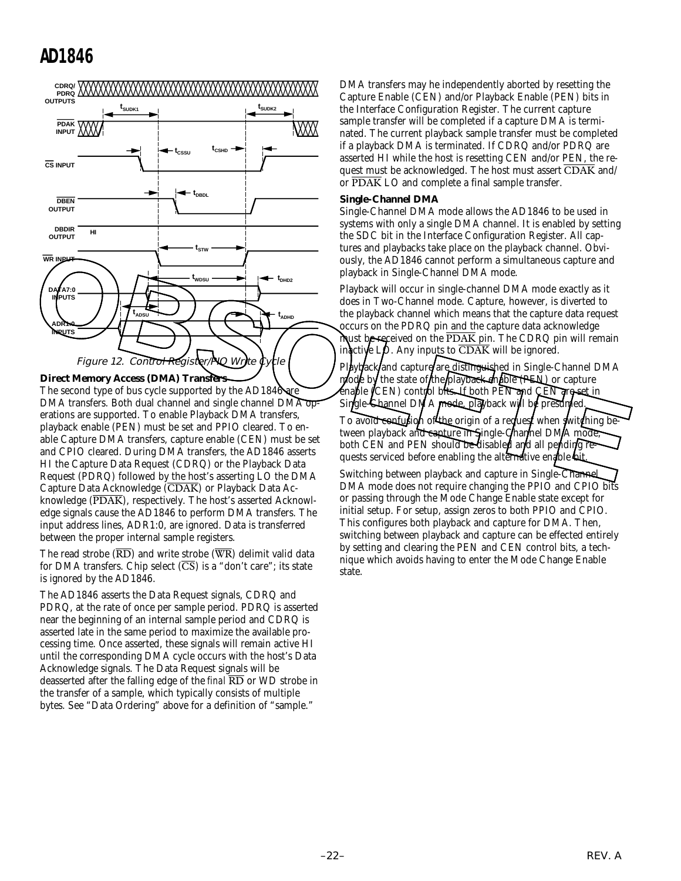Figure 12. Control Register/PIO Write Cycle

**Direct Memory Access (DMA) Transfers**

The second type of bus cycle supported by the AD1846 are DMA transfers. Both dual channel and single channel DMA operations are supported. To enable Playback DMA transfers, playback enable (PEN) must be set and PPIO cleared. To enable Capture DMA transfers, capture enable (CEN) must be set and CPIO cleared. During DMA transfers, the AD1846 asserts HI the Capture Data Request (CDRQ) or the Playback Data Request (PDRQ) followed by the host's asserting LO the DMA Capture Data Acknowledge ($\overline{\text{CDAK}}$) or Playback Data Acknowledge ($\overline{\text{PDAK}}$), respectively. The host's asserted Acknowledge signals cause the AD1846 to perform DMA transfers. The input address lines, ADR1:0, are ignored. Data is transferred between the proper internal sample registers.

The read strobe ($\overline{\text{RD}}$) and write strobe ($\overline{\text{WR}}$) delimit valid data for DMA transfers. Chip select ($\overline{\text{CS}}$) is a "don't care"; its state is ignored by the AD1846.

The AD1846 asserts the Data Request signals, CDRQ and PDRQ, at the rate of once per sample period. PDRQ is asserted near the beginning of an internal sample period and CDRQ is asserted late in the same period to maximize the available processing time. Once asserted, these signals will remain active HI until the corresponding DMA cycle occurs with the host's Data Acknowledge signals. The Data Request signals will be deasserted after the falling edge of the *final* $\overline{\text{RD}}$ or WD strobe in the transfer of a sample, which typically consists of multiple bytes. See "Data Ordering" above for a definition of "sample."

DMA transfers may he independently aborted by resetting the Capture Enable (CEN) and/or Playback Enable (PEN) bits in the Interface Configuration Register. The current capture sample transfer will be completed if a capture DMA is terminated. The current playback sample transfer must be completed if a playback DMA is terminated. If CDRQ and/or PDRQ are asserted HI while the host is resetting CEN and/or PEN, the request must be acknowledged. The host must assert $\overline{\text{CDAK}}$ and/or $\overline{\text{PDAK}}$ LO and complete a final sample transfer.

**Single-Channel DMA**

Single-Channel DMA mode allows the AD1846 to be used in systems with only a single DMA channel. It is enabled by setting the SDC bit in the Interface Configuration Register. All captures and playbacks take place on the playback channel. Obviously, the AD1846 cannot perform a simultaneous capture and playback in Single-Channel DMA mode.

Playback will occur in single-channel DMA mode exactly as it does in Two-Channel mode. Capture, however, is diverted to the playback channel which means that the capture data request occurs on the PDRQ pin and the capture data acknowledge must be received on the $\overline{\text{PDAK}}$ pin. The CDRQ pin will remain inactive LO. Any inputs to $\overline{\text{CDAK}}$ will be ignored.

Playback and capture are distinguished in Single-Channel DMA mode by the state of the playback enable (PEN) or capture enable (CEN) control bits. If both PEN and CEN are set in Single-Channel DMA mode, playback will be presumed.

To avoid confusion of the origin of a request when switching between playback and capture in Single-Channel DMA mode, both CEN and PEN should be disabled and all pending requests serviced before enabling the alternative enable bit.

Switching between playback and capture in Single-Channel DMA mode does not require changing the PPIO and CPIO bits or passing through the Mode Change Enable state except for initial setup. For setup, assign zeros to both PPIO and CPIO. This configures both playback and capture for DMA. Then, switching between playback and capture can be effected entirely by setting and clearing the PEN and CEN control bits, a technique which avoids having to enter the Mode Change Enable state.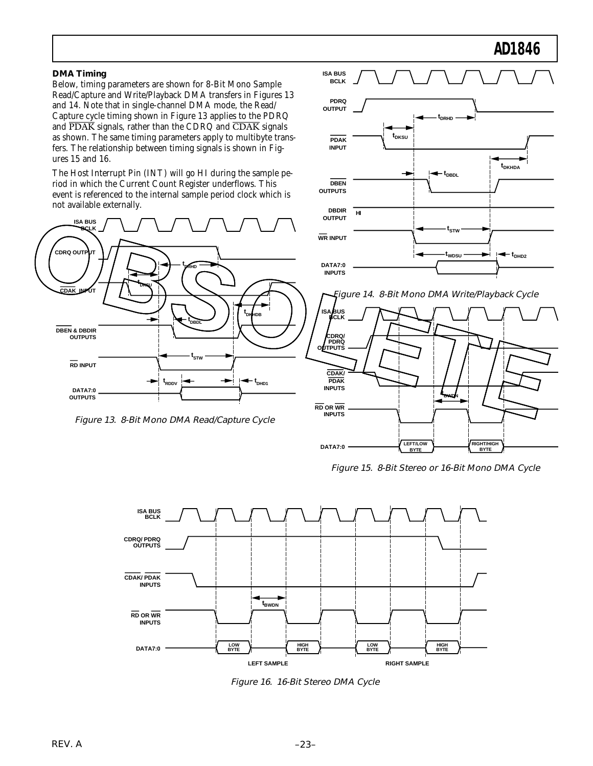## DMA Timing

Below, timing parameters are shown for 8-Bit Mono Sample Read/Capture and Write/Playback DMA transfers in Figures 13 and 14. Note that in single-channel DMA mode, the Read/Capture cycle timing shown in Figure 13 applies to the PDRQ and $\overline{PDAK}$ signals, rather than the CDRQ and $\overline{CDAK}$ signals as shown. The same timing parameters apply to multibyte transfers. The relationship between timing signals is shown in Figures 15 and 16.

The Host Interrupt Pin (INT) will go HI during the sample period in which the Current Count Register underflows. This event is referenced to the internal sample period clock which is not available externally.

*Figure 13. 8-Bit Mono DMA Read/Capture Cycle*

*Figure 14. 8-Bit Mono DMA Write/Playback Cycle*

*Figure 15. 8-Bit Stereo or 16-Bit Mono DMA Cycle*

*Figure 16. 16-Bit Stereo DMA Cycle*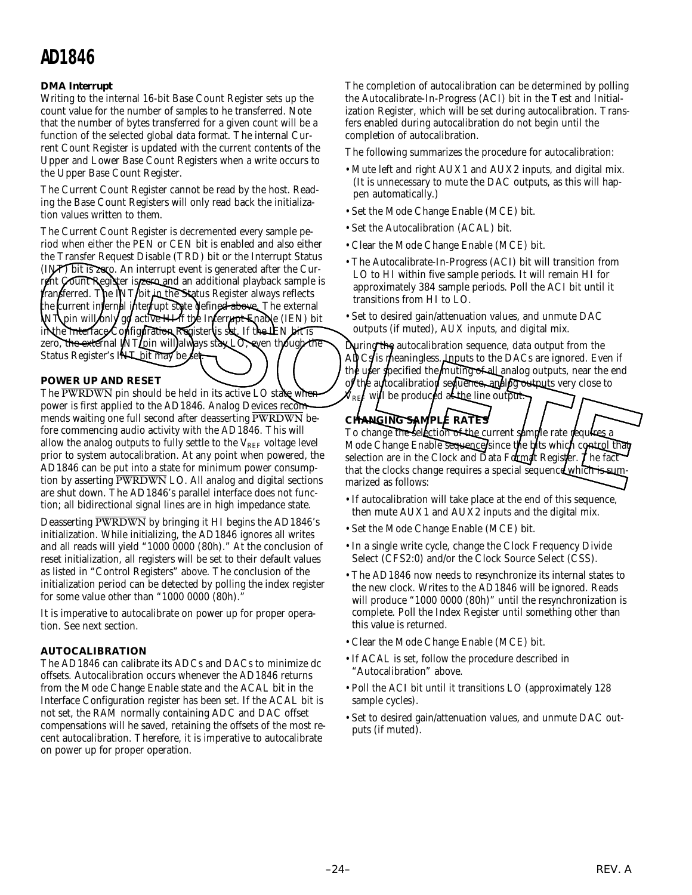### DMA Interrupt

Writing to the internal 16-bit Base Count Register sets up the count value for the number of *samples* to be transferred. Note that the number of bytes transferred for a given count will be a function of the selected global data format. The internal Current Count Register is updated with the current contents of the Upper and Lower Base Count Registers when a write occurs to the Upper Base Count Register.

The Current Count Register cannot be read by the host. Reading the Base Count Registers will only read back the initialization values written to them.

The Current Count Register is decremented every sample period when either the PEN or CEN bit is enabled and also either the Transfer Request Disable (TRD) bit or the Interrupt Status (INT) bit is zero. An interrupt event is generated after the Current Count Register is zero and an additional playback sample is transferred. The INT bit in the Status Register always reflects the current internal interrupt state defined above. The external INT pin will only go active HI if the Interrupt Enable (IEN) bit in the Interface Configuration Register is set. If the IEN bit is zero, the external INT pin will always stay LO, even though the Status Register's INT bit may be set.

## POWER UP AND RESET

The $\overline{\text{PWRDWN}}$ pin should be held in its active LO state when power is first applied to the AD1846. Analog Devices recommends waiting one full second after deasserting $\overline{\text{PWRDWN}}$ before commencing audio activity with the AD1846. This will allow the analog outputs to fully settle to the $V_{REF}$ voltage level prior to system autocalibration. At any point when powered, the AD1846 can be put into a state for minimum power consumption by asserting $\overline{\text{PWRDWN}}$ LO. All analog and digital sections are shut down. The AD1846's parallel interface does not function; all bidirectional signal lines are in high impedance state.

Deasserting $\overline{\text{PWRDWN}}$ by bringing it HI begins the AD1846's initialization. While initializing, the AD1846 ignores all writes and all reads will yield "1000 0000 (80h)." At the conclusion of reset initialization, all registers will be set to their default values as listed in "Control Registers" above. The conclusion of the initialization period can be detected by polling the index register for some value other than "1000 0000 (80h)."

It is imperative to autocalibrate on power up for proper operation. See next section.

## AUTOCALIBRATION

The AD1846 can calibrate its ADCs and DACs to minimize dc offsets. Autocalibration occurs whenever the AD1846 returns from the Mode Change Enable state and the ACAL bit in the Interface Configuration register has been set. If the ACAL bit is not set, the RAM normally containing ADC and DAC offset compensations will he saved, retaining the offsets of the most recent autocalibration. Therefore, it is imperative to autocalibrate on power up for proper operation.

The completion of autocalibration can be determined by polling the Autocalibrate-In-Progress (ACI) bit in the Test and Initialization Register, which will be set during autocalibration. Transfers enabled during autocalibration do not begin until the completion of autocalibration.

The following summarizes the procedure for autocalibration:

- Mute left and right AUX1 and AUX2 inputs, and digital mix. (It is unnecessary to mute the DAC outputs, as this will happen automatically.)
- Set the Mode Change Enable (MCE) bit.
- Set the Autocalibration (ACAL) bit.
- Clear the Mode Change Enable (MCE) bit.
- The Autocalibrate-In-Progress (ACI) bit will transition from LO to HI within five sample periods. It will remain HI for approximately 384 sample periods. Poll the ACI bit until it transitions from HI to LO.
- Set to desired gain/attenuation values, and unmute DAC outputs (if muted), AUX inputs, and digital mix.

During the autocalibration sequence, data output from the ADCs is meaningless. Inputs to the DACs are ignored. Even if the user specified the muting of all analog outputs, near the end of the autocalibration sequence, analog outputs very close to $V_{REF}$ will be produced at the line output.

## CHANGING SAMPLE RATES

To change the selection of the current sample rate requires a Mode Change Enable sequence since the bits which control that selection are in the Clock and Data Format Register. The fact that the clocks change requires a special sequence which is summarized as follows:

- If autocalibration will take place at the end of this sequence, then mute AUX1 and AUX2 inputs and the digital mix.
- Set the Mode Change Enable (MCE) bit.
- In a single write cycle, change the Clock Frequency Divide Select (CFS2:0) and/or the Clock Source Select (CSS).
- The AD1846 now needs to resynchronize its internal states to the new clock. Writes to the AD1846 will be ignored. Reads will produce "1000 0000 (80h)" until the resynchronization is complete. Poll the Index Register until something other than this value is returned.
- Clear the Mode Change Enable (MCE) bit.
- If ACAL is set, follow the procedure described in "Autocalibration" above.
- Poll the ACI bit until it transitions LO (approximately 128 sample cycles).
- Set to desired gain/attenuation values, and unmute DAC outputs (if muted).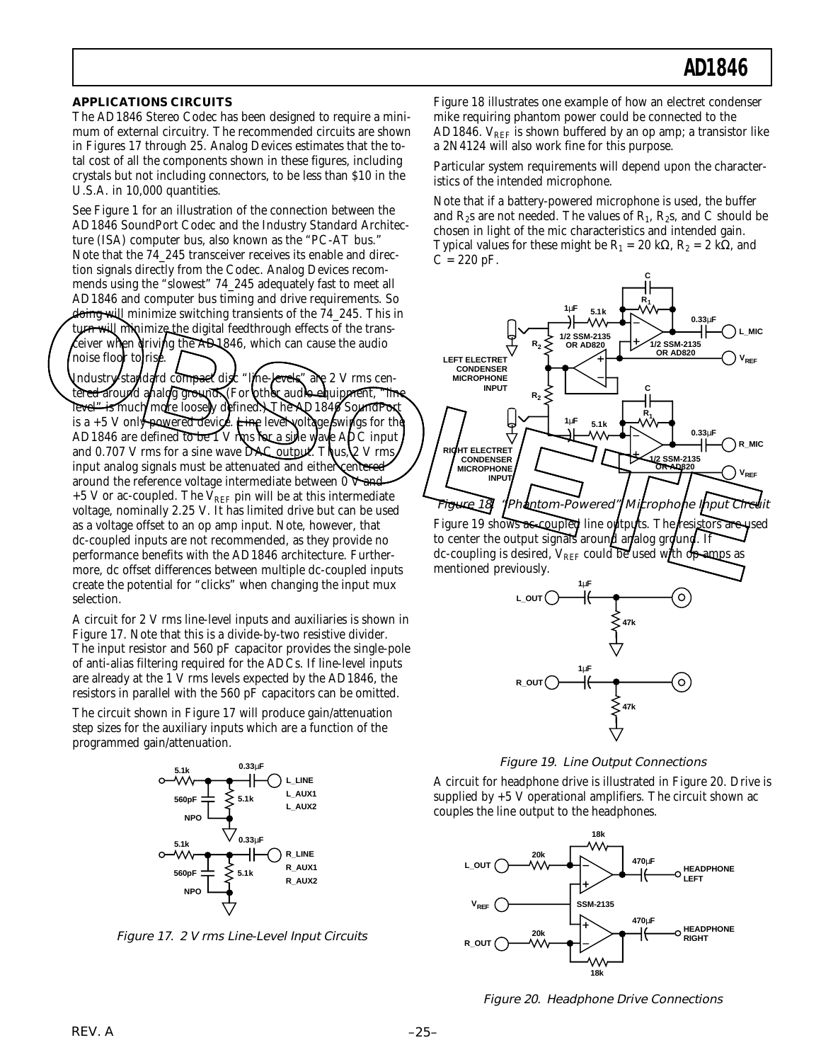### APPLICATIONS CIRCUITS

The AD1846 Stereo Codec has been designed to require a minimum of external circuitry. The recommended circuits are shown in Figures 17 through 25. Analog Devices estimates that the total cost of all the components shown in these figures, including crystals but not including connectors, to be less than $10 in the U.S.A. in 10,000 quantities.

See Figure 1 for an illustration of the connection between the AD1846 SoundPort Codec and the Industry Standard Architecture (ISA) computer bus, also known as the "PC-AT bus." Note that the 74_245 transceiver receives its enable and direction signals directly from the Codec. Analog Devices recommends using the "slowest" 74_245 adequately fast to meet all AD1846 and computer bus timing and drive requirements. So doing will minimize switching transients of the 74_245. This in turn will minimize the digital feedthrough effects of the transceiver when driving the AD1846, which can cause the audio noise floor to rise.

Industry-standard compact disc "line-levels" are 2 V rms centered around analog ground. (For other audio equipment, "line level" is much more loosely defined.) The AD1846 SoundPort is a +5 V only powered device. Line level voltage swings for the AD1846 are defined to be 1 V rms for a sine wave ADC input and 0.707 V rms for a sine wave DAC output. Thus, 2 V rms input analog signals must be attenuated and either centered around the reference voltage intermediate between 0 V and +5 V or ac-coupled. The $V_{REF}$ pin will be at this intermediate voltage, nominally 2.25 V. It has limited drive but can be used as a voltage offset to an op amp input. Note, however, that dc-coupled inputs are not recommended, as they provide no performance benefits with the AD1846 architecture. Furthermore, dc offset differences between multiple dc-coupled inputs create the potential for "clicks" when changing the input mux selection.

A circuit for 2 V rms line-level inputs and auxiliaries is shown in Figure 17. Note that this is a divide-by-two resistive divider. The input resistor and 560 pF capacitor provides the single-pole of anti-alias filtering required for the ADCs. If line-level inputs are already at the 1 V rms levels expected by the AD1846, the resistors in parallel with the 560 pF capacitors can be omitted.

The circuit shown in Figure 17 will produce gain/attenuation step sizes for the auxiliary inputs which are a function of the programmed gain/attenuation.

*Figure 17. 2 V rms Line-Level Input Circuits*

Figure 18 illustrates one example of how an electret condenser mike requiring phantom power could be connected to the AD1846. $V_{REF}$ is shown buffered by an op amp; a transistor like a 2N4124 will also work fine for this purpose.

Particular system requirements will depend upon the characteristics of the intended microphone.

Note that if a battery-powered microphone is used, the buffer and $R_2$s are not needed. The values of $R_1$, $R_2$s, and C should be chosen in light of the mic characteristics and intended gain. Typical values for these might be $R_1$ = 20 kΩ, $R_2$ = 2 kΩ, and C = 220 pF.

*Figure 18. "Phantom-Powered" Microphone Input Circuit*

Figure 19 shows ac-coupled line outputs. The resistors are used to center the output signals around analog ground. If dc-coupling is desired, $V_{REF}$ could be used with op amps as mentioned previously.

*Figure 19. Line Output Connections*

A circuit for headphone drive is illustrated in Figure 20. Drive is supplied by +5 V operational amplifiers. The circuit shown ac couples the line output to the headphones.

*Figure 20. Headphone Drive Connections*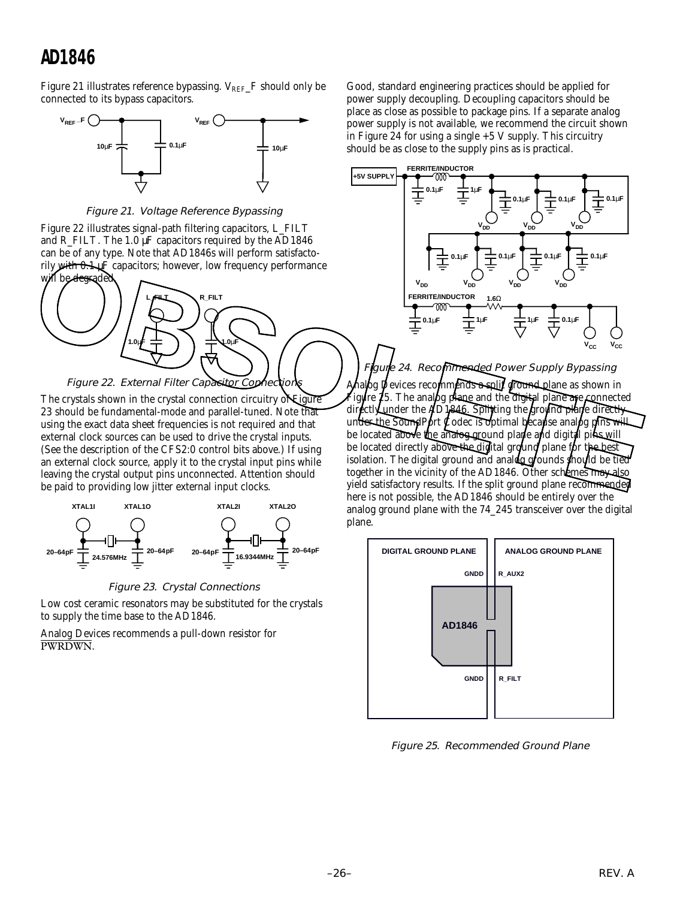Figure 21 illustrates reference bypassing. $V_{REF}$_F should only be connected to its bypass capacitors.

Figure 21. Voltage Reference Bypassing

Figure 22 illustrates signal-path filtering capacitors, L_FILT and R_FILT. The 1.0 µF capacitors required by the AD1846 can be of any type. Note that AD1846s will perform satisfactorily with 0.1 µF capacitors; however, low frequency performance will be degraded.

Figure 22. External Filter Capacitor Connections

The crystals shown in the crystal connection circuitry of Figure 23 should be fundamental-mode and parallel-tuned. Note that using the exact data sheet frequencies is not required and that external clock sources can be used to drive the crystal inputs. (See the description of the CFS2:0 control bits above.) If using an external clock source, apply it to the crystal input pins while leaving the crystal output pins unconnected. Attention should be paid to providing low jitter external input clocks.

Figure 23. Crystal Connections

Low cost ceramic resonators may be substituted for the crystals to supply the time base to the AD1846.

Analog Devices recommends a pull-down resistor for PWRDWN.

Good, standard engineering practices should be applied for power supply decoupling. Decoupling capacitors should be place as close as possible to package pins. If a separate analog power supply is not available, we recommend the circuit shown in Figure 24 for using a single +5 V supply. This circuitry should be as close to the supply pins as is practical.

Figure 24. Recommended Power Supply Bypassing

Analog Devices recommends a split ground plane as shown in Figure 25. The analog plane and the digital plane are connected directly under the AD1846. Splitting the ground plane directly under the SoundPort Codec is optimal because analog pins will be located above the analog ground plane and digital pins will be located directly above the digital ground plane for the best isolation. The digital ground and analog grounds should be tied together in the vicinity of the AD1846. Other schemes may also yield satisfactory results. If the split ground plane recommended here is not possible, the AD1846 should be entirely over the analog ground plane with the 74_245 transceiver over the digital plane.

Figure 25. Recommended Ground Plane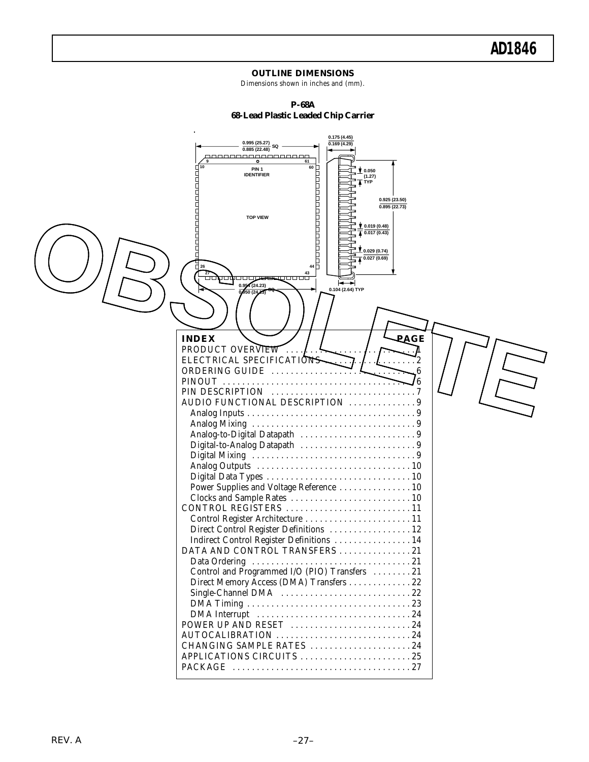## OUTLINE DIMENSIONS

*Dimensions shown in inches and (mm).*

**P-68A**
**68-Lead Plastic Leaded Chip Carrier**

0.995 (25.27) / 0.885 (22.48) SQ

0.175 (4.45) / 0.169 (4.29)

PIN 1 IDENTIFIER

TOP VIEW

0.050 (1.27) TYP

0.925 (23.50) / 0.895 (22.73)

0.019 (0.48) / 0.017 (0.43)

0.029 (0.74) / 0.027 (0.69)

0.954 (24.23) / 0.950 (24.13) SQ

0.104 (2.64) TYP

OBSOLETE

| INDEX | PAGE |
|---|---|
| PRODUCT OVERVIEW | 1 |
| ELECTRICAL SPECIFICATIONS | 2 |
| ORDERING GUIDE | 6 |
| PINOUT | 6 |
| PIN DESCRIPTION | 7 |
| AUDIO FUNCTIONAL DESCRIPTION | 9 |
| Analog Inputs | 9 |
| Analog Mixing | 9 |
| Analog-to-Digital Datapath | 9 |
| Digital-to-Analog Datapath | 9 |
| Digital Mixing | 9 |
| Analog Outputs | 10 |
| Digital Data Types | 10 |
| Power Supplies and Voltage Reference | 10 |
| Clocks and Sample Rates | 10 |
| CONTROL REGISTERS | 11 |
| Control Register Architecture | 11 |
| Direct Control Register Definitions | 12 |
| Indirect Control Register Definitions | 14 |
| DATA AND CONTROL TRANSFERS | 21 |
| Data Ordering | 21 |
| Control and Programmed I/O (PIO) Transfers | 21 |
| Direct Memory Access (DMA) Transfers | 22 |
| Single-Channel DMA | 22 |
| DMA Timing | 23 |
| DMA Interrupt | 24 |
| POWER UP AND RESET | 24 |
| AUTOCALIBRATION | 24 |
| CHANGING SAMPLE RATES | 24 |
| APPLICATIONS CIRCUITS | 25 |
| PACKAGE | 27 |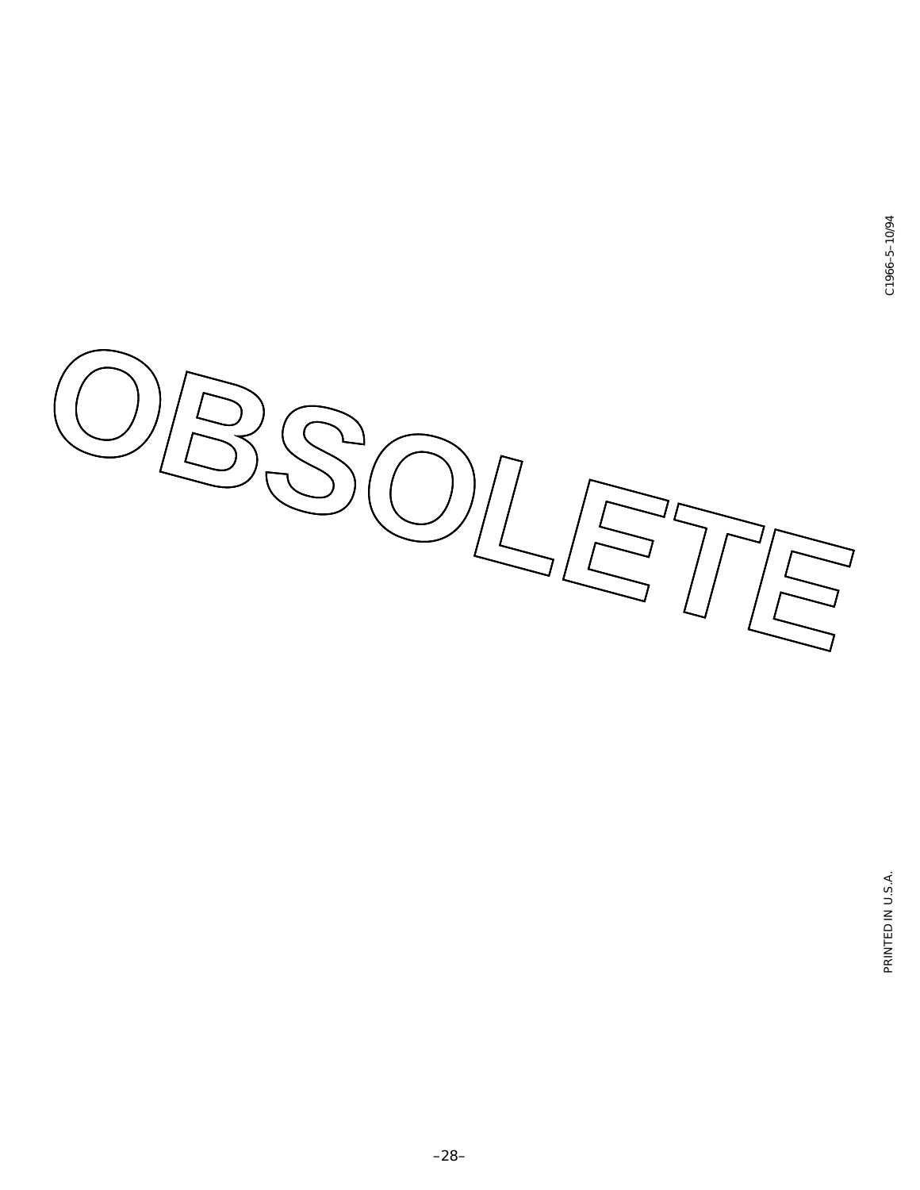OBSOLETE

C1966–5–10/94

PRINTED IN U.S.A.